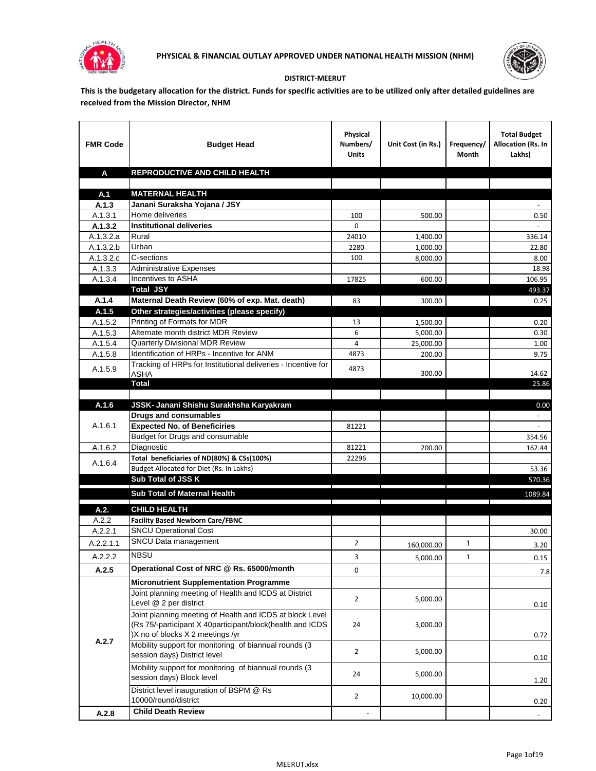**PHYSICAL & FINANCIAL OUTLAY APPROVED UNDER NATIONAL HEALTH MISSION (NHM)**

**DISTRICT-MEERUT**

**This is the budgetary allocation for the district. Funds for specific activities are to be utilized only after detailed guidelines are received from the Mission Director, NHM**

| FMR Code | Budget Head | Physical Numbers/ Units | Unit Cost (in Rs.) | Frequency/ Month | Total Budget Allocation (Rs. In Lakhs) |
|---|---|---|---|---|---|
| **A** | **REPRODUCTIVE AND CHILD HEALTH** | | | | |
| | | | | | |
| **A.1** | **MATERNAL HEALTH** | | | | |
| **A.1.3** | **Janani Suraksha Yojana / JSY** | | | | - |
| A.1.3.1 | Home deliveries | 100 | 500.00 | | 0.50 |
| **A.1.3.2** | **Institutional deliveries** | 0 | | | - |
| A.1.3.2.a | Rural | 24010 | 1,400.00 | | 336.14 |
| A.1.3.2.b | Urban | 2280 | 1,000.00 | | 22.80 |
| A.1.3.2.c | C-sections | 100 | 8,000.00 | | 8.00 |
| A.1.3.3 | Administrative Expenses | | | | 18.98 |
| A.1.3.4 | Incentives to ASHA | 17825 | 600.00 | | 106.95 |
| | **Total JSY** | | | | 493.37 |
| **A.1.4** | **Maternal Death Review (60% of exp. Mat. death)** | 83 | 300.00 | | 0.25 |
| **A.1.5** | **Other strategies/activities (please specify)** | | | | |
| A.1.5.2 | Printing of Formats for MDR | 13 | 1,500.00 | | 0.20 |
| A.1.5.3 | Alternate month district MDR Review | 6 | 5,000.00 | | 0.30 |
| A.1.5.4 | Quarterly Divisional MDR Review | 4 | 25,000.00 | | 1.00 |
| A.1.5.8 | Identification of HRPs - Incentive for ANM | 4873 | 200.00 | | 9.75 |
| A.1.5.9 | Tracking of HRPs for Institutional deliveries - Incentive for ASHA | 4873 | 300.00 | | 14.62 |
| | **Total** | | | | 25.86 |
| | | | | | |
| **A.1.6** | **JSSK- Janani Shishu Surakhsha Karyakram** | | | | 0.00 |
| A.1.6.1 | **Drugs and consumables** | | | | - |
| | **Expected No. of Beneficiries** | 81221 | | | - |
| | Budget for Drugs and consumable | | | | 354.56 |
| A.1.6.2 | Diagnostic | 81221 | 200.00 | | 162.44 |
| A.1.6.4 | **Total beneficiaries of ND(80%) & CSs(100%)** | 22296 | | | |
| | Budget Allocated for Diet (Rs. In Lakhs) | | | | 53.36 |
| | **Sub Total of JSS K** | | | | 570.36 |
| | **Sub Total of Maternal Health** | | | | 1089.84 |
| **A.2.** | **CHILD HEALTH** | | | | |
| A.2.2 | **Facility Based Newborn Care/FBNC** | | | | |
| A.2.2.1 | SNCU Operational Cost | | | | 30.00 |
| A.2.2.1.1 | SNCU Data management | 2 | 160,000.00 | 1 | 3.20 |
| A.2.2.2 | NBSU | 3 | 5,000.00 | 1 | 0.15 |
| **A.2.5** | **Operational Cost of NRC @ Rs. 65000/month** | 0 | | | 7.8 |
| A.2.7 | **Micronutrient Supplementation Programme** | | | | |
| | Joint planning meeting of Health and ICDS at District Level @ 2 per district | 2 | 5,000.00 | | 0.10 |
| | Joint planning meeting of Health and ICDS at block Level (Rs 75/-participant X 40participant/block(health and ICDS )X no of blocks X 2 meetings /yr | 24 | 3,000.00 | | 0.72 |
| | Mobility support for monitoring of biannual rounds (3 session days) District level | 2 | 5,000.00 | | 0.10 |
| | Mobility support for monitoring of biannual rounds (3 session days) Block level | 24 | 5,000.00 | | 1.20 |
| | District level inauguration of BSPM @ Rs 10000/round/district | 2 | 10,000.00 | | 0.20 |
| **A.2.8** | **Child Death Review** | - | | | - |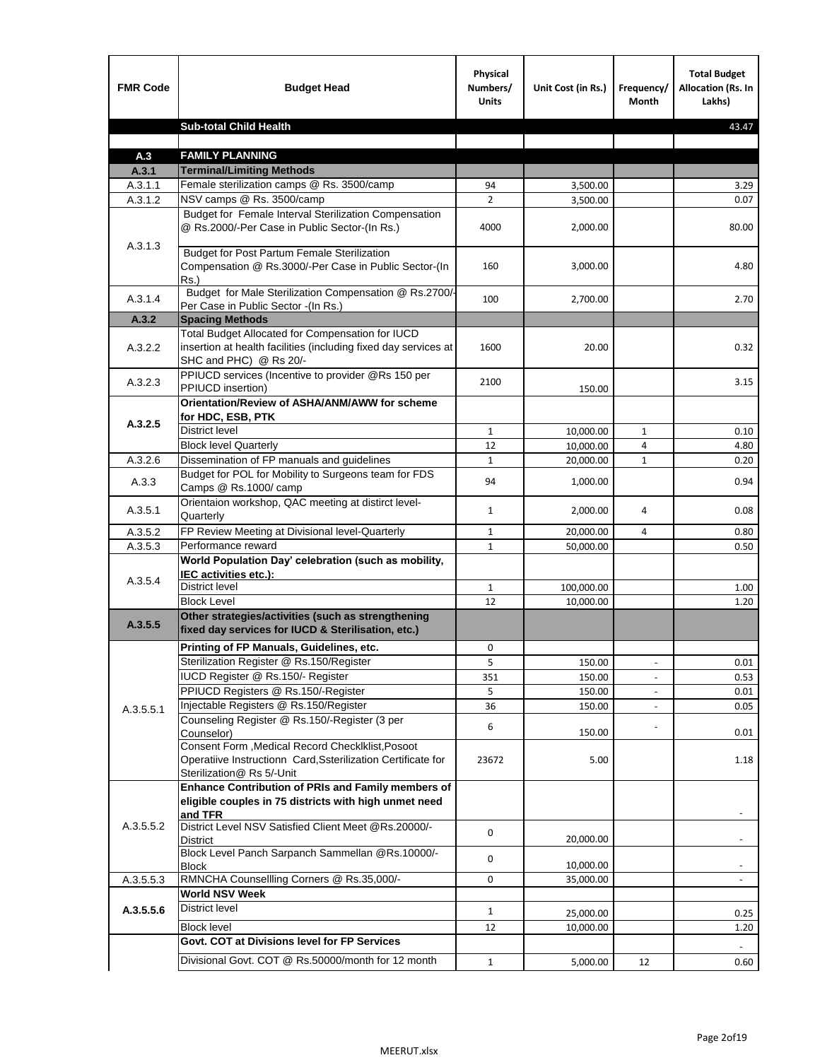| FMR Code | Budget Head | Physical Numbers/ Units | Unit Cost (in Rs.) | Frequency/ Month | Total Budget Allocation (Rs. In Lakhs) |
|---|---|---|---|---|---|
| | **Sub-total Child Health** | | | | 43.47 |
| | | | | | |
| **A.3** | **FAMILY PLANNING** | | | | |
| **A.3.1** | **Terminal/Limiting Methods** | | | | |
| A.3.1.1 | Female sterilization camps @ Rs. 3500/camp | 94 | 3,500.00 | | 3.29 |
| A.3.1.2 | NSV camps @ Rs. 3500/camp | 2 | 3,500.00 | | 0.07 |
| A.3.1.3 | Budget for Female Interval Sterilization Compensation @ Rs.2000/-Per Case in Public Sector-(In Rs.) | 4000 | 2,000.00 | | 80.00 |
| | Budget for Post Partum Female Sterilization Compensation @ Rs.3000/-Per Case in Public Sector-(In Rs.) | 160 | 3,000.00 | | 4.80 |
| A.3.1.4 | Budget for Male Sterilization Compensation @ Rs.2700/-Per Case in Public Sector -(In Rs.) | 100 | 2,700.00 | | 2.70 |
| **A.3.2** | **Spacing Methods** | | | | |
| A.3.2.2 | Total Budget Allocated for Compensation for IUCD insertion at health facilities (including fixed day services at SHC and PHC) @ Rs 20/- | 1600 | 20.00 | | 0.32 |
| A.3.2.3 | PPIUCD services (Incentive to provider @Rs 150 per PPIUCD insertion) | 2100 | 150.00 | | 3.15 |
| **A.3.2.5** | **Orientation/Review of ASHA/ANM/AWW for scheme for HDC, ESB, PTK** | | | | |
| | District level | 1 | 10,000.00 | 1 | 0.10 |
| | Block level Quarterly | 12 | 10,000.00 | 4 | 4.80 |
| A.3.2.6 | Dissemination of FP manuals and guidelines | 1 | 20,000.00 | 1 | 0.20 |
| A.3.3 | Budget for POL for Mobility to Surgeons team for FDS Camps @ Rs.1000/ camp | 94 | 1,000.00 | | 0.94 |
| A.3.5.1 | Orientaion workshop, QAC meeting at distirct level-Quarterly | 1 | 2,000.00 | 4 | 0.08 |
| A.3.5.2 | FP Review Meeting at Divisional level-Quarterly | 1 | 20,000.00 | 4 | 0.80 |
| A.3.5.3 | Performance reward | 1 | 50,000.00 | | 0.50 |
| A.3.5.4 | **World Population Day' celebration (such as mobility, IEC activities etc.):** | | | | |
| | District level | 1 | 100,000.00 | | 1.00 |
| | Block Level | 12 | 10,000.00 | | 1.20 |
| **A.3.5.5** | **Other strategies/activities (such as strengthening fixed day services for IUCD & Sterilisation, etc.)** | | | | |
| A.3.5.5.1 | **Printing of FP Manuals, Guidelines, etc.** | 0 | | | |
| | Sterilization Register @ Rs.150/Register | 5 | 150.00 | - | 0.01 |
| | IUCD Register @ Rs.150/- Register | 351 | 150.00 | - | 0.53 |
| | PPIUCD Registers @ Rs.150/-Register | 5 | 150.00 | - | 0.01 |
| | Injectable Registers @ Rs.150/Register | 36 | 150.00 | - | 0.05 |
| | Counseling Register @ Rs.150/-Register (3 per Counselor) | 6 | 150.00 | - | 0.01 |
| | Consent Form ,Medical Record Checklklist,Posoot Operatiive Instructionn Card,Ssterilization Certificate for Sterilization@ Rs 5/-Unit | 23672 | 5.00 | | 1.18 |
| A.3.5.5.2 | **Enhance Contribution of PRIs and Family members of eligible couples in 75 districts with high unmet need and TFR** | | | | - |
| | District Level NSV Satisfied Client Meet @Rs.20000/-District | 0 | 20,000.00 | | - |
| | Block Level Panch Sarpanch Sammellan @Rs.10000/-Block | 0 | 10,000.00 | | - |
| A.3.5.5.3 | RMNCHA Counsellling Corners @ Rs.35,000/- | 0 | 35,000.00 | | - |
| **A.3.5.5.6** | **World NSV Week** | | | | |
| | District level | 1 | 25,000.00 | | 0.25 |
| | Block level | 12 | 10,000.00 | | 1.20 |
| | **Govt. COT at Divisions level for FP Services** | | | | - |
| | Divisional Govt. COT @ Rs.50000/month for 12 month | 1 | 5,000.00 | 12 | 0.60 |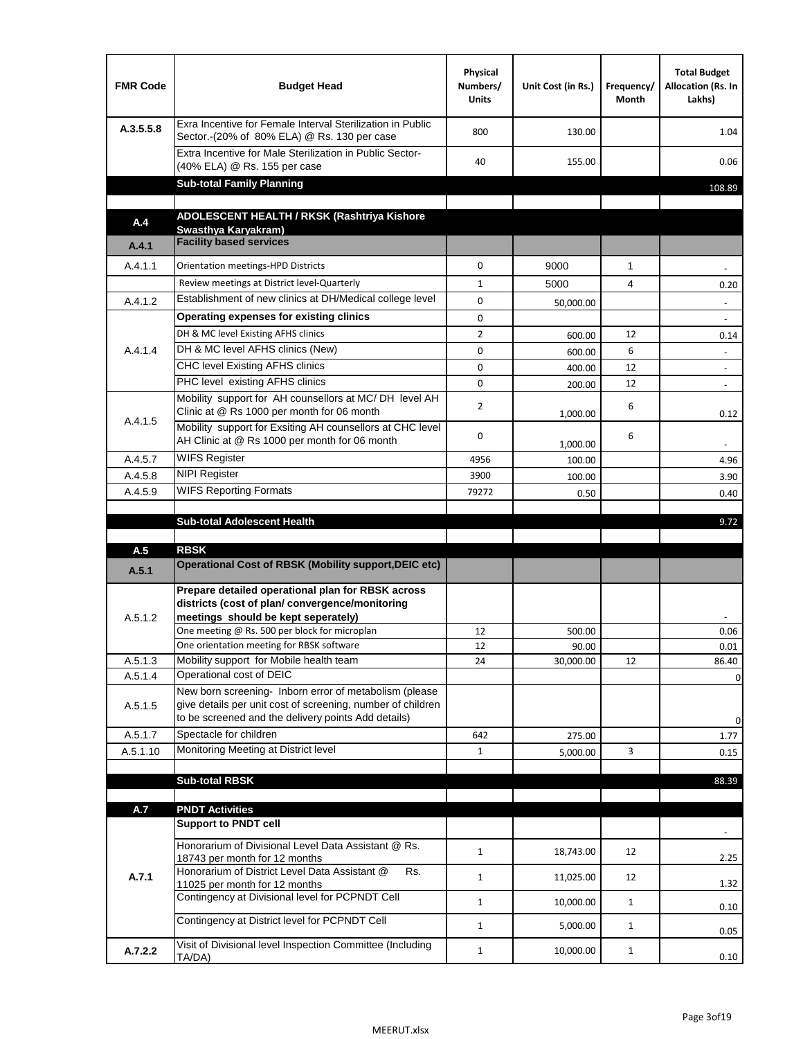| FMR Code | Budget Head | Physical Numbers/ Units | Unit Cost (in Rs.) | Frequency/ Month | Total Budget Allocation (Rs. In Lakhs) |
|---|---|---|---|---|---|
| A.3.5.5.8 | Exra Incentive for Female Interval Sterilization in Public Sector.-(20% of 80% ELA) @ Rs. 130 per case | 800 | 130.00 | | 1.04 |
| | Extra Incentive for Male Sterilization in Public Sector-(40% ELA) @ Rs. 155 per case | 40 | 155.00 | | 0.06 |
| | **Sub-total Family Planning** | | | | 108.89 |
| | | | | | |
| **A.4** | **ADOLESCENT HEALTH / RKSK (Rashtriya Kishore Swasthya Karyakram)** | | | | |
| **A.4.1** | **Facility based services** | | | | |
| A.4.1.1 | Orientation meetings-HPD Districts | 0 | 9000 | 1 | - |
| | Review meetings at District level-Quarterly | 1 | 5000 | 4 | 0.20 |
| A.4.1.2 | Establishment of new clinics at DH/Medical college level | 0 | 50,000.00 | | - |
| A.4.1.4 | **Operating expenses for existing clinics** | 0 | | | - |
| | DH & MC level Existing AFHS clinics | 2 | 600.00 | 12 | 0.14 |
| | DH & MC level AFHS clinics (New) | 0 | 600.00 | 6 | - |
| | CHC level Existing AFHS clinics | 0 | 400.00 | 12 | - |
| | PHC level existing AFHS clinics | 0 | 200.00 | 12 | - |
| A.4.1.5 | Mobility support for AH counsellors at MC/ DH level AH Clinic at @ Rs 1000 per month for 06 month | 2 | 1,000.00 | 6 | 0.12 |
| | Mobility support for Exsiting AH counsellors at CHC level AH Clinic at @ Rs 1000 per month for 06 month | 0 | 1,000.00 | 6 | - |
| A.4.5.7 | WIFS Register | 4956 | 100.00 | | 4.96 |
| A.4.5.8 | NIPI Register | 3900 | 100.00 | | 3.90 |
| A.4.5.9 | WIFS Reporting Formats | 79272 | 0.50 | | 0.40 |
| | | | | | |
| | **Sub-total Adolescent Health** | | | | 9.72 |
| | | | | | |
| **A.5** | **RBSK** | | | | |
| **A.5.1** | **Operational Cost of RBSK (Mobility support,DEIC etc)** | | | | |
| A.5.1.2 | **Prepare detailed operational plan for RBSK across districts (cost of plan/ convergence/monitoring meetings should be kept seperately)** | | | | - |
| | One meeting @ Rs. 500 per block for microplan | 12 | 500.00 | | 0.06 |
| | One orientation meeting for RBSK software | 12 | 90.00 | | 0.01 |
| A.5.1.3 | Mobility support for Mobile health team | 24 | 30,000.00 | 12 | 86.40 |
| A.5.1.4 | Operational cost of DEIC | | | | 0 |
| A.5.1.5 | New born screening- Inborn error of metabolism (please give details per unit cost of screening, number of children to be screened and the delivery points Add details) | | | | 0 |
| A.5.1.7 | Spectacle for children | 642 | 275.00 | | 1.77 |
| A.5.1.10 | Monitoring Meeting at District level | 1 | 5,000.00 | 3 | 0.15 |
| | | | | | |
| | **Sub-total RBSK** | | | | 88.39 |
| | | | | | |
| **A.7** | **PNDT Activities** | | | | |
| **A.7.1** | **Support to PNDT cell** | | | | - |
| | Honorarium of Divisional Level Data Assistant @ Rs. 18743 per month for 12 months | 1 | 18,743.00 | 12 | 2.25 |
| | Honorarium of District Level Data Assistant @ Rs. 11025 per month for 12 months | 1 | 11,025.00 | 12 | 1.32 |
| | Contingency at Divisional level for PCPNDT Cell | 1 | 10,000.00 | 1 | 0.10 |
| | Contingency at District level for PCPNDT Cell | 1 | 5,000.00 | 1 | 0.05 |
| **A.7.2.2** | Visit of Divisional level Inspection Committee (Including TA/DA) | 1 | 10,000.00 | 1 | 0.10 |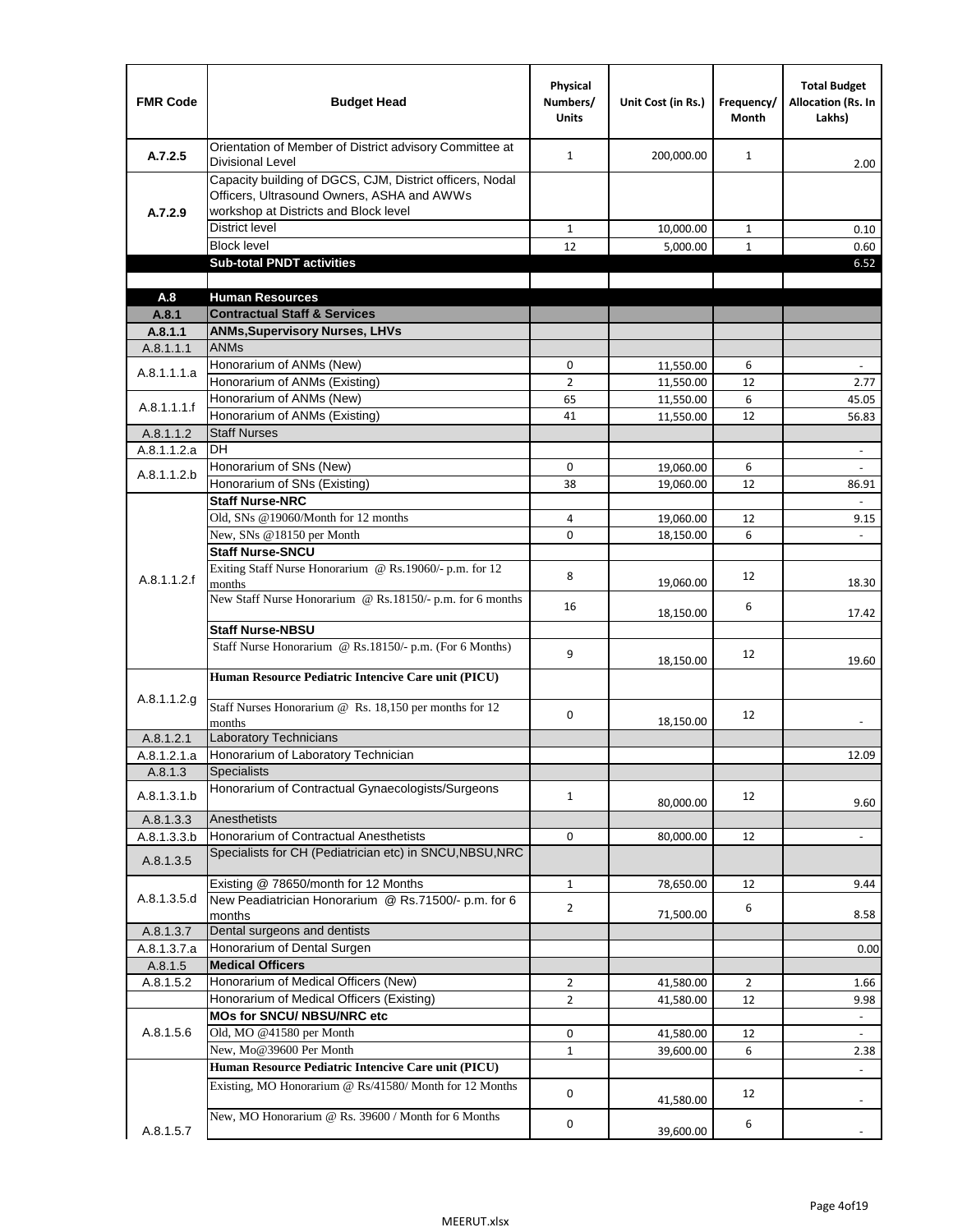| FMR Code | Budget Head | Physical Numbers/ Units | Unit Cost (in Rs.) | Frequency/ Month | Total Budget Allocation (Rs. In Lakhs) |
|---|---|---|---|---|---|
| A.7.2.5 | Orientation of Member of District advisory Committee at Divisional Level | 1 | 200,000.00 | 1 | 2.00 |
| A.7.2.9 | Capacity building of DGCS, CJM, District officers, Nodal Officers, Ultrasound Owners, ASHA and AWWs workshop at Districts and Block level | | | | |
| | District level | 1 | 10,000.00 | 1 | 0.10 |
| | Block level | 12 | 5,000.00 | 1 | 0.60 |
| | **Sub-total PNDT activities** | | | | 6.52 |
| | | | | | |
| **A.8** | **Human Resources** | | | | |
| **A.8.1** | **Contractual Staff & Services** | | | | |
| **A.8.1.1** | **ANMs,Supervisory Nurses, LHVs** | | | | |
| A.8.1.1.1 | ANMs | | | | |
| A.8.1.1.1.a | Honorarium of ANMs (New) | 0 | 11,550.00 | 6 | - |
| | Honorarium of ANMs (Existing) | 2 | 11,550.00 | 12 | 2.77 |
| A.8.1.1.1.f | Honorarium of ANMs (New) | 65 | 11,550.00 | 6 | 45.05 |
| | Honorarium of ANMs (Existing) | 41 | 11,550.00 | 12 | 56.83 |
| A.8.1.1.2 | Staff Nurses | | | | |
| A.8.1.1.2.a | DH | | | | - |
| A.8.1.1.2.b | Honorarium of SNs (New) | 0 | 19,060.00 | 6 | - |
| | Honorarium of SNs (Existing) | 38 | 19,060.00 | 12 | 86.91 |
| A.8.1.1.2.f | **Staff Nurse-NRC** | | | | - |
| | Old, SNs @19060/Month for 12 months | 4 | 19,060.00 | 12 | 9.15 |
| | New, SNs @18150 per Month | 0 | 18,150.00 | 6 | - |
| | **Staff Nurse-SNCU** | | | | |
| | Exiting Staff Nurse Honorarium @ Rs.19060/- p.m. for 12 months | 8 | 19,060.00 | 12 | 18.30 |
| | New Staff Nurse Honorarium @ Rs.18150/- p.m. for 6 months | 16 | 18,150.00 | 6 | 17.42 |
| | **Staff Nurse-NBSU** | | | | |
| | Staff Nurse Honorarium @ Rs.18150/- p.m. (For 6 Months) | 9 | 18,150.00 | 12 | 19.60 |
| A.8.1.1.2.g | **Human Resource Pediatric Intencive Care unit (PICU)** | | | | |
| | Staff Nurses Honorarium @ Rs. 18,150 per months for 12 months | 0 | 18,150.00 | 12 | - |
| A.8.1.2.1 | Laboratory Technicians | | | | |
| A.8.1.2.1.a | Honorarium of Laboratory Technician | | | | 12.09 |
| A.8.1.3 | Specialists | | | | |
| A.8.1.3.1.b | Honorarium of Contractual Gynaecologists/Surgeons | 1 | 80,000.00 | 12 | 9.60 |
| A.8.1.3.3 | Anesthetists | | | | |
| A.8.1.3.3.b | Honorarium of Contractual Anesthetists | 0 | 80,000.00 | 12 | - |
| A.8.1.3.5 | Specialists for CH (Pediatrician etc) in SNCU,NBSU,NRC | | | | |
| A.8.1.3.5.d | Existing @ 78650/month for 12 Months | 1 | 78,650.00 | 12 | 9.44 |
| | New Peadiatrician Honorarium @ Rs.71500/- p.m. for 6 months | 2 | 71,500.00 | 6 | 8.58 |
| A.8.1.3.7 | Dental surgeons and dentists | | | | |
| A.8.1.3.7.a | Honorarium of Dental Surgen | | | | 0.00 |
| A.8.1.5 | **Medical Officers** | | | | |
| A.8.1.5.2 | Honorarium of Medical Officers (New) | 2 | 41,580.00 | 2 | 1.66 |
| | Honorarium of Medical Officers (Existing) | 2 | 41,580.00 | 12 | 9.98 |
| A.8.1.5.6 | **MOs for SNCU/ NBSU/NRC etc** | | | | - |
| | Old, MO @41580 per Month | 0 | 41,580.00 | 12 | - |
| | New, Mo@39600 Per Month | 1 | 39,600.00 | 6 | 2.38 |
| A.8.1.5.7 | **Human Resource Pediatric Intencive Care unit (PICU)** | | | | - |
| | Existing, MO Honorarium @ Rs/41580/ Month for 12 Months | 0 | 41,580.00 | 12 | - |
| | New, MO Honorarium @ Rs. 39600 / Month for 6 Months | 0 | 39,600.00 | 6 | - |

MEERUT.xlsx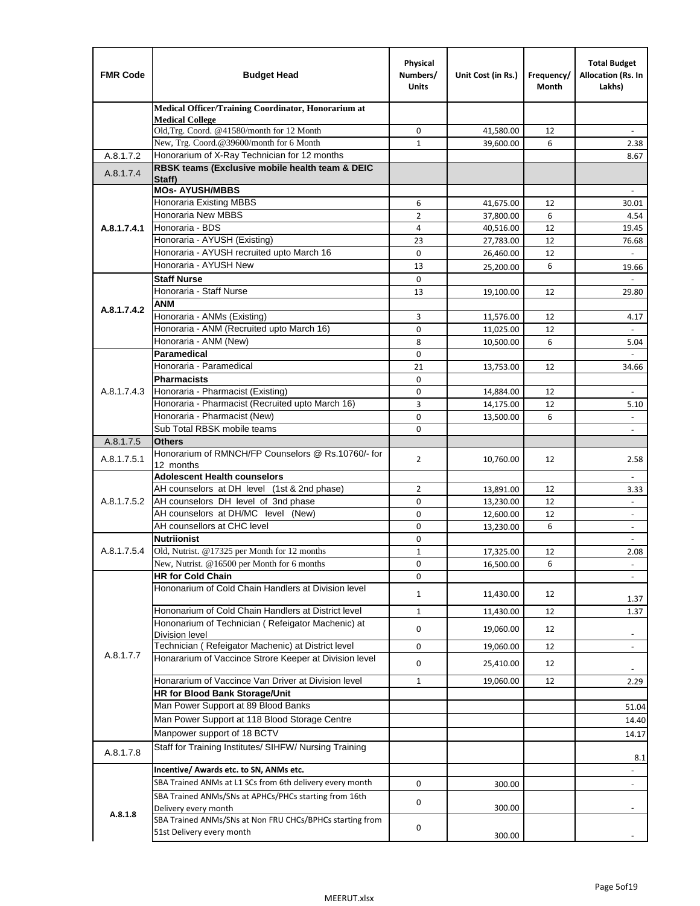| FMR Code | Budget Head | Physical Numbers/ Units | Unit Cost (in Rs.) | Frequency/ Month | Total Budget Allocation (Rs. In Lakhs) |
|---|---|---|---|---|---|
| | **Medical Officer/Training Coordinator, Honorarium at Medical College** | | | | |
| | Old,Trg. Coord. @41580/month for 12 Month | 0 | 41,580.00 | 12 | - |
| | New, Trg. Coord.@39600/month for 6 Month | 1 | 39,600.00 | 6 | 2.38 |
| A.8.1.7.2 | Honorarium of X-Ray Technician for 12 months | | | | 8.67 |
| A.8.1.7.4 | **RBSK teams (Exclusive mobile health team & DEIC Staff)** | | | | |
| A.8.1.7.4.1 | **MOs- AYUSH/MBBS** | | | | - |
| | Honoraria Existing MBBS | 6 | 41,675.00 | 12 | 30.01 |
| | Honoraria New MBBS | 2 | 37,800.00 | 6 | 4.54 |
| | Honoraria - BDS | 4 | 40,516.00 | 12 | 19.45 |
| | Honoraria - AYUSH (Existing) | 23 | 27,783.00 | 12 | 76.68 |
| | Honoraria - AYUSH recruited upto March 16 | 0 | 26,460.00 | 12 | - |
| | Honoraria - AYUSH New | 13 | 25,200.00 | 6 | 19.66 |
| A.8.1.7.4.2 | **Staff Nurse** | 0 | | | - |
| | Honoraria - Staff Nurse | 13 | 19,100.00 | 12 | 29.80 |
| | **ANM** | | | | |
| | Honoraria - ANMs (Existing) | 3 | 11,576.00 | 12 | 4.17 |
| | Honoraria - ANM (Recruited upto March 16) | 0 | 11,025.00 | 12 | - |
| | Honoraria - ANM (New) | 8 | 10,500.00 | 6 | 5.04 |
| A.8.1.7.4.3 | **Paramedical** | 0 | | | - |
| | Honoraria - Paramedical | 21 | 13,753.00 | 12 | 34.66 |
| | **Pharmacists** | 0 | | | |
| | Honoraria - Pharmacist (Existing) | 0 | 14,884.00 | 12 | - |
| | Honoraria - Pharmacist (Recruited upto March 16) | 3 | 14,175.00 | 12 | 5.10 |
| | Honoraria - Pharmacist (New) | 0 | 13,500.00 | 6 | - |
| | Sub Total RBSK mobile teams | 0 | | | - |
| A.8.1.7.5 | **Others** | | | | |
| A.8.1.7.5.1 | Honorarium of RMNCH/FP Counselors @ Rs.10760/- for 12 months | 2 | 10,760.00 | 12 | 2.58 |
| A.8.1.7.5.2 | **Adolescent Health counselors** | | | | - |
| | AH counselors at DH level (1st & 2nd phase) | 2 | 13,891.00 | 12 | 3.33 |
| | AH counselors DH level of 3nd phase | 0 | 13,230.00 | 12 | - |
| | AH counselors at DH/MC level (New) | 0 | 12,600.00 | 12 | - |
| | AH counsellors at CHC level | 0 | 13,230.00 | 6 | - |
| A.8.1.7.5.4 | **Nutriionist** | 0 | | | - |
| | Old, Nutrist. @17325 per Month for 12 months | 1 | 17,325.00 | 12 | 2.08 |
| | New, Nutrist. @16500 per Month for 6 months | 0 | 16,500.00 | 6 | - |
| A.8.1.7.7 | **HR for Cold Chain** | 0 | | | - |
| | Hononarium of Cold Chain Handlers at Division level | 1 | 11,430.00 | 12 | 1.37 |
| | Hononarium of Cold Chain Handlers at District level | 1 | 11,430.00 | 12 | 1.37 |
| | Hononarium of Technician ( Refeigator Machenic) at Division level | 0 | 19,060.00 | 12 | - |
| | Technician ( Refeigator Machenic) at District level | 0 | 19,060.00 | 12 | - |
| | Honararium of Vaccince Strore Keeper at Division level | 0 | 25,410.00 | 12 | - |
| | Honararium of Vaccince Van Driver at Division level | 1 | 19,060.00 | 12 | 2.29 |
| | **HR for Blood Bank Storage/Unit** | | | | |
| | Man Power Support at 89 Blood Banks | | | | 51.04 |
| | Man Power Support at 118 Blood Storage Centre | | | | 14.40 |
| | Manpower support of 18 BCTV | | | | 14.17 |
| A.8.1.7.8 | Staff for Training Institutes/ SIHFW/ Nursing Training | | | | 8.1 |
| A.8.1.8 | **Incentive/ Awards etc. to SN, ANMs etc.** | | | | - |
| | SBA Trained ANMs at L1 SCs from 6th delivery every month | 0 | 300.00 | | - |
| | SBA Trained ANMs/SNs at APHCs/PHCs starting from 16th Delivery every month | 0 | 300.00 | | - |
| | SBA Trained ANMs/SNs at Non FRU CHCs/BPHCs starting from 51st Delivery every month | 0 | 300.00 | | - |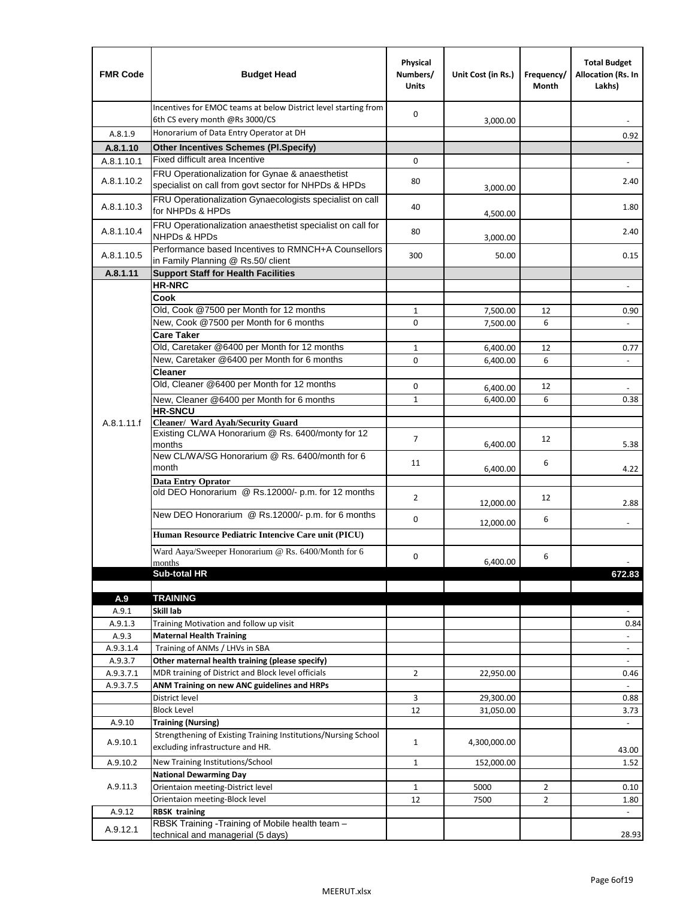| FMR Code | Budget Head | Physical Numbers/ Units | Unit Cost (in Rs.) | Frequency/ Month | Total Budget Allocation (Rs. In Lakhs) |
|---|---|---|---|---|---|
| | Incentives for EMOC teams at below District level starting from 6th CS every month @Rs 3000/CS | 0 | 3,000.00 | | - |
| A.8.1.9 | Honorarium of Data Entry Operator at DH | | | | 0.92 |
| **A.8.1.10** | **Other Incentives Schemes (Pl.Specify)** | | | | |
| A.8.1.10.1 | Fixed difficult area Incentive | 0 | | | - |
| A.8.1.10.2 | FRU Operationalization for Gynae & anaesthetist specialist on call from govt sector for NHPDs & HPDs | 80 | 3,000.00 | | 2.40 |
| A.8.1.10.3 | FRU Operationalization Gynaecologists specialist on call for NHPDs & HPDs | 40 | 4,500.00 | | 1.80 |
| A.8.1.10.4 | FRU Operationalization anaesthetist specialist on call for NHPDs & HPDs | 80 | 3,000.00 | | 2.40 |
| A.8.1.10.5 | Performance based Incentives to RMNCH+A Counsellors in Family Planning @ Rs.50/ client | 300 | 50.00 | | 0.15 |
| **A.8.1.11** | **Support Staff for Health Facilities** | | | | |
| A.8.1.11.f | **HR-NRC** | | | | - |
| | **Cook** | | | | |
| | Old, Cook @7500 per Month for 12 months | 1 | 7,500.00 | 12 | 0.90 |
| | New, Cook @7500 per Month for 6 months | 0 | 7,500.00 | 6 | - |
| | **Care Taker** | | | | |
| | Old, Caretaker @6400 per Month for 12 months | 1 | 6,400.00 | 12 | 0.77 |
| | New, Caretaker @6400 per Month for 6 months | 0 | 6,400.00 | 6 | - |
| | **Cleaner** | | | | |
| | Old, Cleaner @6400 per Month for 12 months | 0 | 6,400.00 | 12 | - |
| | New, Cleaner @6400 per Month for 6 months | 1 | 6,400.00 | 6 | 0.38 |
| | **HR-SNCU** | | | | |
| | **Cleaner/ Ward Ayah/Security Guard** | | | | |
| | Existing CL/WA Honorarium @ Rs. 6400/monty for 12 months | 7 | 6,400.00 | 12 | 5.38 |
| | New CL/WA/SG Honorarium @ Rs. 6400/month for 6 month | 11 | 6,400.00 | 6 | 4.22 |
| | **Data Entry Oprator** | | | | |
| | old DEO Honorarium @ Rs.12000/- p.m. for 12 months | 2 | 12,000.00 | 12 | 2.88 |
| | New DEO Honorarium @ Rs.12000/- p.m. for 6 months | 0 | 12,000.00 | 6 | - |
| | **Human Resource Pediatric Intencive Care unit (PICU)** | | | | |
| | Ward Aaya/Sweeper Honorarium @ Rs. 6400/Month for 6 months | 0 | 6,400.00 | 6 | - |
| | **Sub-total HR** | | | | **672.83** |
| | | | | | |
| **A.9** | **TRAINING** | | | | |
| A.9.1 | **Skill lab** | | | | - |
| A.9.1.3 | Training Motivation and follow up visit | | | | 0.84 |
| A.9.3 | **Maternal Health Training** | | | | - |
| A.9.3.1.4 | Training of ANMs / LHVs in SBA | | | | - |
| A.9.3.7 | **Other maternal health training (please specify)** | | | | - |
| A.9.3.7.1 | MDR training of District and Block level officials | 2 | 22,950.00 | | 0.46 |
| A.9.3.7.5 | **ANM Training on new ANC guidelines and HRPs** | | | | - |
| | District level | 3 | 29,300.00 | | 0.88 |
| | Block Level | 12 | 31,050.00 | | 3.73 |
| A.9.10 | **Training (Nursing)** | | | | - |
| A.9.10.1 | Strengthening of Existing Training Institutions/Nursing School excluding infrastructure and HR. | 1 | 4,300,000.00 | | 43.00 |
| A.9.10.2 | New Training Institutions/School | 1 | 152,000.00 | | 1.52 |
| A.9.11.3 | **National Dewarming Day** | | | | |
| | Orientaion meeting-District level | 1 | 5000 | 2 | 0.10 |
| | Orientaion meeting-Block level | 12 | 7500 | 2 | 1.80 |
| A.9.12 | **RBSK training** | | | | - |
| A.9.12.1 | RBSK Training -Training of Mobile health team – technical and managerial (5 days) | | | | 28.93 |

MEERUT.xlsx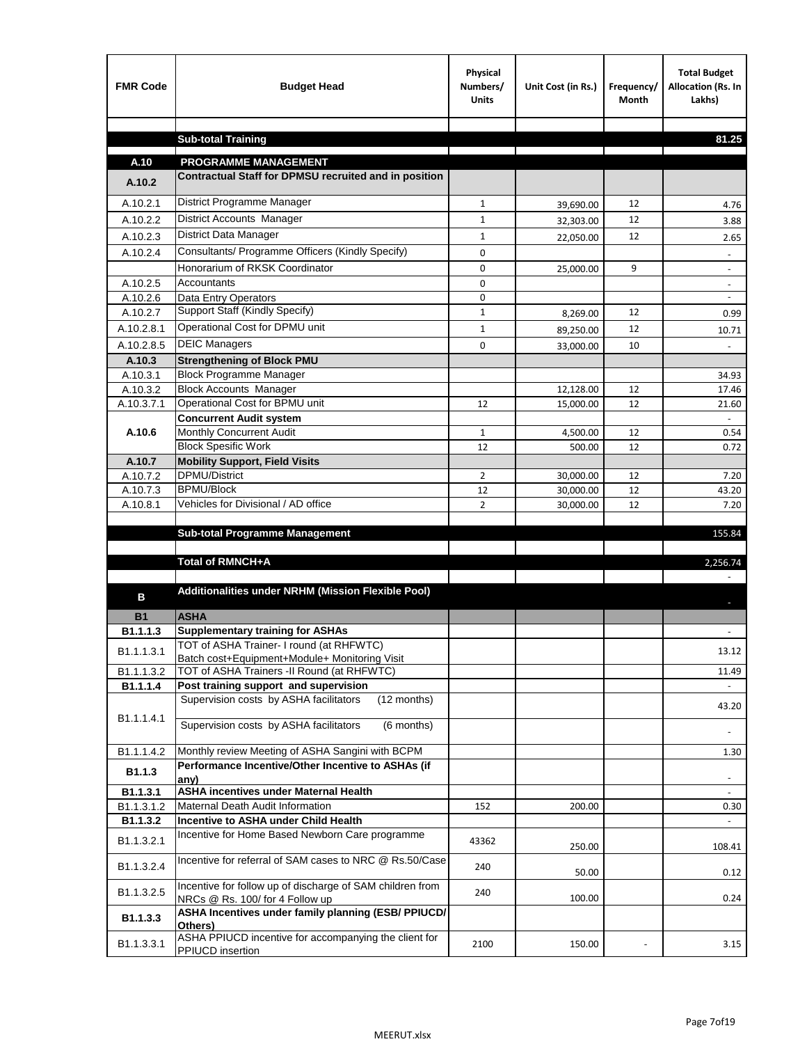| FMR Code | Budget Head | Physical Numbers/ Units | Unit Cost (in Rs.) | Frequency/ Month | Total Budget Allocation (Rs. In Lakhs) |
|---|---|---|---|---|---|
| | | | | | |
| | **Sub-total Training** | | | | **81.25** |
| | | | | | |
| **A.10** | **PROGRAMME MANAGEMENT** | | | | |
| **A.10.2** | **Contractual Staff for DPMSU recruited and in position** | | | | |
| A.10.2.1 | District Programme Manager | 1 | 39,690.00 | 12 | 4.76 |
| A.10.2.2 | District Accounts Manager | 1 | 32,303.00 | 12 | 3.88 |
| A.10.2.3 | District Data Manager | 1 | 22,050.00 | 12 | 2.65 |
| A.10.2.4 | Consultants/ Programme Officers (Kindly Specify) | 0 | | | - |
| | Honorarium of RKSK Coordinator | 0 | 25,000.00 | 9 | - |
| A.10.2.5 | Accountants | 0 | | | - |
| A.10.2.6 | Data Entry Operators | 0 | | | - |
| A.10.2.7 | Support Staff (Kindly Specify) | 1 | 8,269.00 | 12 | 0.99 |
| A.10.2.8.1 | Operational Cost for DPMU unit | 1 | 89,250.00 | 12 | 10.71 |
| A.10.2.8.5 | DEIC Managers | 0 | 33,000.00 | 10 | - |
| **A.10.3** | **Strengthening of Block PMU** | | | | |
| A.10.3.1 | Block Programme Manager | | | | 34.93 |
| A.10.3.2 | Block Accounts Manager | | 12,128.00 | 12 | 17.46 |
| A.10.3.7.1 | Operational Cost for BPMU unit | 12 | 15,000.00 | 12 | 21.60 |
| **A.10.6** | **Concurrent Audit system** | | | | - |
| | Monthly Concurrent Audit | 1 | 4,500.00 | 12 | 0.54 |
| | Block Spesific Work | 12 | 500.00 | 12 | 0.72 |
| **A.10.7** | **Mobility Support, Field Visits** | | | | |
| A.10.7.2 | DPMU/District | 2 | 30,000.00 | 12 | 7.20 |
| A.10.7.3 | BPMU/Block | 12 | 30,000.00 | 12 | 43.20 |
| A.10.8.1 | Vehicles for Divisional / AD office | 2 | 30,000.00 | 12 | 7.20 |
| | | | | | |
| | **Sub-total Programme Management** | | | | 155.84 |
| | | | | | |
| | **Total of RMNCH+A** | | | | 2,256.74 |
| | | | | | - |
| **B** | **Additionalities under NRHM (Mission Flexible Pool)** | | | | - |
| **B1** | **ASHA** | | | | |
| **B1.1.1.3** | **Supplementary training for ASHAs** | | | | - |
| B1.1.1.3.1 | TOT of ASHA Trainer- I round (at RHFWTC) Batch cost+Equipment+Module+ Monitoring Visit | | | | 13.12 |
| B1.1.1.3.2 | TOT of ASHA Trainers -II Round (at RHFWTC) | | | | 11.49 |
| **B1.1.1.4** | **Post training support and supervision** | | | | - |
| B1.1.1.4.1 | Supervision costs by ASHA facilitators (12 months) | | | | 43.20 |
| | Supervision costs by ASHA facilitators (6 months) | | | | - |
| B1.1.1.4.2 | Monthly review Meeting of ASHA Sangini with BCPM | | | | 1.30 |
| **B1.1.3** | **Performance Incentive/Other Incentive to ASHAs (if any)** | | | | - |
| **B1.1.3.1** | **ASHA incentives under Maternal Health** | | | | - |
| B1.1.3.1.2 | Maternal Death Audit Information | 152 | 200.00 | | 0.30 |
| **B1.1.3.2** | **Incentive to ASHA under Child Health** | | | | - |
| B1.1.3.2.1 | Incentive for Home Based Newborn Care programme | 43362 | 250.00 | | 108.41 |
| B1.1.3.2.4 | Incentive for referral of SAM cases to NRC @ Rs.50/Case | 240 | 50.00 | | 0.12 |
| B1.1.3.2.5 | Incentive for follow up of discharge of SAM children from NRCs @ Rs. 100/ for 4 Follow up | 240 | 100.00 | | 0.24 |
| **B1.1.3.3** | **ASHA Incentives under family planning (ESB/ PPIUCD/ Others)** | | | | |
| B1.1.3.3.1 | ASHA PPIUCD incentive for accompanying the client for PPIUCD insertion | 2100 | 150.00 | - | 3.15 |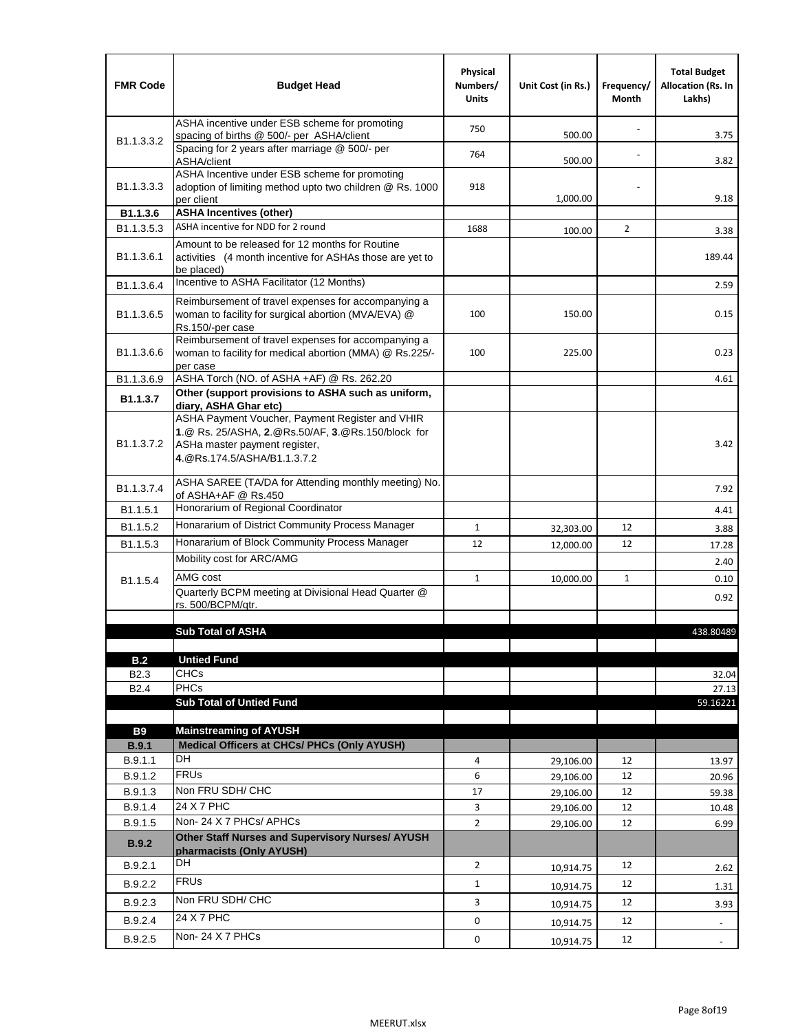| FMR Code | Budget Head | Physical Numbers/ Units | Unit Cost (in Rs.) | Frequency/ Month | Total Budget Allocation (Rs. In Lakhs) |
|---|---|---|---|---|---|
| B1.1.3.3.2 | ASHA incentive under ESB scheme for promoting spacing of births @ 500/- per ASHA/client | 750 | 500.00 | - | 3.75 |
| | Spacing for 2 years after marriage @ 500/- per ASHA/client | 764 | 500.00 | - | 3.82 |
| B1.1.3.3.3 | ASHA Incentive under ESB scheme for promoting adoption of limiting method upto two children @ Rs. 1000 per client | 918 | 1,000.00 | - | 9.18 |
| **B1.1.3.6** | **ASHA Incentives (other)** | | | | |
| B1.1.3.5.3 | ASHA incentive for NDD for 2 round | 1688 | 100.00 | 2 | 3.38 |
| B1.1.3.6.1 | Amount to be released for 12 months for Routine activities (4 month incentive for ASHAs those are yet to be placed) | | | | 189.44 |
| B1.1.3.6.4 | Incentive to ASHA Facilitator (12 Months) | | | | 2.59 |
| B1.1.3.6.5 | Reimbursement of travel expenses for accompanying a woman to facility for surgical abortion (MVA/EVA) @ Rs.150/-per case | 100 | 150.00 | | 0.15 |
| B1.1.3.6.6 | Reimbursement of travel expenses for accompanying a woman to facility for medical abortion (MMA) @ Rs.225/- per case | 100 | 225.00 | | 0.23 |
| B1.1.3.6.9 | ASHA Torch (NO. of ASHA +AF) @ Rs. 262.20 | | | | 4.61 |
| **B1.1.3.7** | **Other (support provisions to ASHA such as uniform, diary, ASHA Ghar etc)** | | | | |
| B1.1.3.7.2 | ASHA Payment Voucher, Payment Register and VHIR **1**.@ Rs. 25/ASHA, **2**.@Rs.50/AF, **3**.@Rs.150/block for ASHa master payment register, **4**.@Rs.174.5/ASHA/B1.1.3.7.2 | | | | 3.42 |
| B1.1.3.7.4 | ASHA SAREE (TA/DA for Attending monthly meeting) No. of ASHA+AF @ Rs.450 | | | | 7.92 |
| B1.1.5.1 | Honorarium of Regional Coordinator | | | | 4.41 |
| B1.1.5.2 | Honararium of District Community Process Manager | 1 | 32,303.00 | 12 | 3.88 |
| B1.1.5.3 | Honararium of Block Community Process Manager | 12 | 12,000.00 | 12 | 17.28 |
| B1.1.5.4 | Mobility cost for ARC/AMG | | | | 2.40 |
| | AMG cost | 1 | 10,000.00 | 1 | 0.10 |
| | Quarterly BCPM meeting at Divisional Head Quarter @ rs. 500/BCPM/qtr. | | | | 0.92 |
| | | | | | |
| | **Sub Total of ASHA** | | | | 438.80489 |
| | | | | | |
| **B.2** | **Untied Fund** | | | | |
| B2.3 | CHCs | | | | 32.04 |
| B2.4 | PHCs | | | | 27.13 |
| | **Sub Total of Untied Fund** | | | | 59.16221 |
| | | | | | |
| **B9** | **Mainstreaming of AYUSH** | | | | |
| **B.9.1** | **Medical Officers at CHCs/ PHCs (Only AYUSH)** | | | | |
| B.9.1.1 | DH | 4 | 29,106.00 | 12 | 13.97 |
| B.9.1.2 | FRUs | 6 | 29,106.00 | 12 | 20.96 |
| B.9.1.3 | Non FRU SDH/ CHC | 17 | 29,106.00 | 12 | 59.38 |
| B.9.1.4 | 24 X 7 PHC | 3 | 29,106.00 | 12 | 10.48 |
| B.9.1.5 | Non- 24 X 7 PHCs/ APHCs | 2 | 29,106.00 | 12 | 6.99 |
| **B.9.2** | **Other Staff Nurses and Supervisory Nurses/ AYUSH pharmacists (Only AYUSH)** | | | | |
| B.9.2.1 | DH | 2 | 10,914.75 | 12 | 2.62 |
| B.9.2.2 | FRUs | 1 | 10,914.75 | 12 | 1.31 |
| B.9.2.3 | Non FRU SDH/ CHC | 3 | 10,914.75 | 12 | 3.93 |
| B.9.2.4 | 24 X 7 PHC | 0 | 10,914.75 | 12 | - |
| B.9.2.5 | Non- 24 X 7 PHCs | 0 | 10,914.75 | 12 | - |

MEERUT.xlsx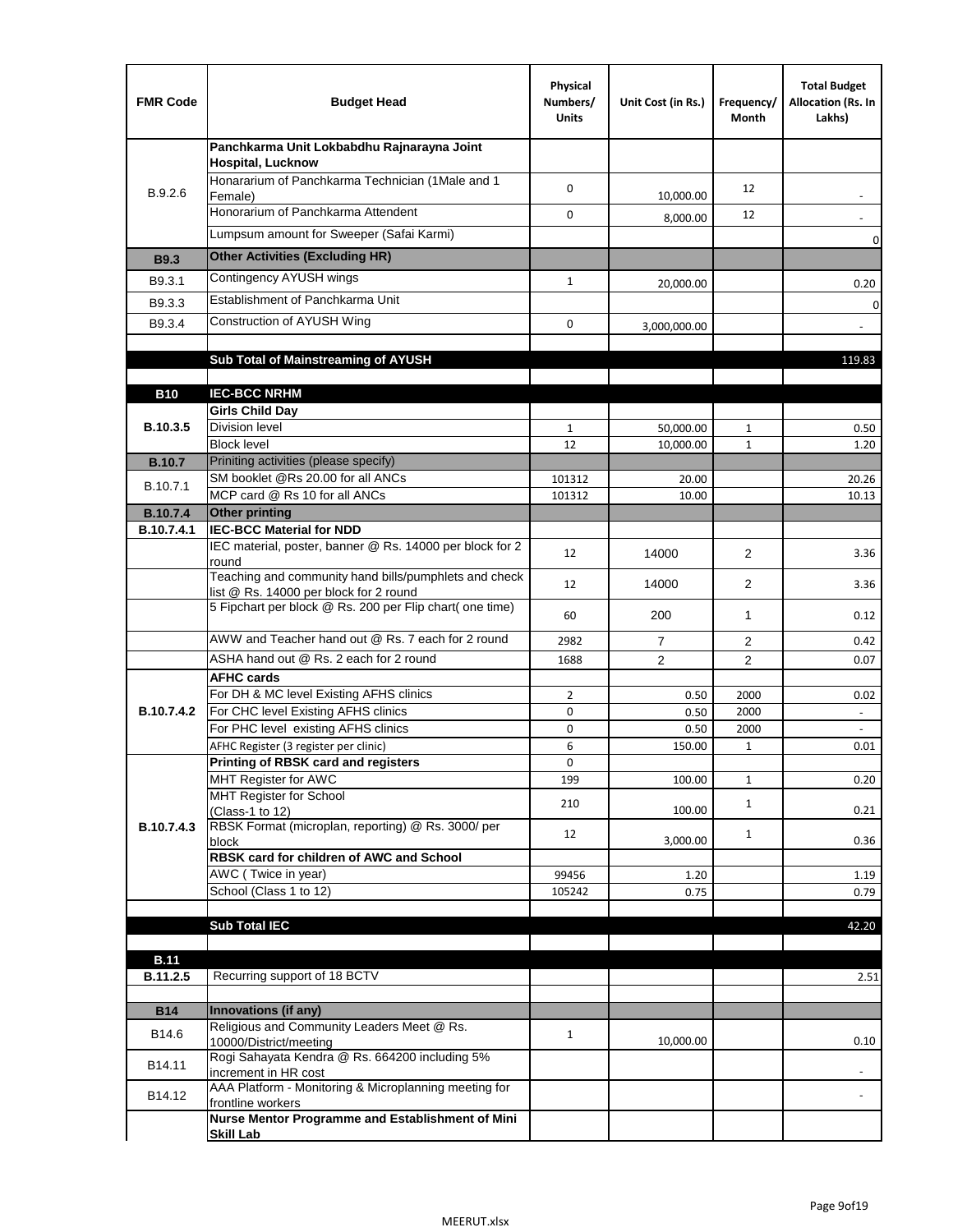| FMR Code | Budget Head | Physical Numbers/ Units | Unit Cost (in Rs.) | Frequency/ Month | Total Budget Allocation (Rs. In Lakhs) |
|---|---|---|---|---|---|
| B.9.2.6 | **Panchkarma Unit Lokbabdhu Rajnarayna Joint Hospital, Lucknow** | | | | |
| | Honararium of Panchkarma Technician (1Male and 1 Female) | 0 | 10,000.00 | 12 | - |
| | Honorarium of Panchkarma Attendent | 0 | 8,000.00 | 12 | - |
| | Lumpsum amount for Sweeper (Safai Karmi) | | | | 0 |
| **B9.3** | **Other Activities (Excluding HR)** | | | | |
| B9.3.1 | Contingency AYUSH wings | 1 | 20,000.00 | | 0.20 |
| B9.3.3 | Establishment of Panchkarma Unit | | | | 0 |
| B9.3.4 | Construction of AYUSH Wing | 0 | 3,000,000.00 | | - |
| | | | | | |
| | **Sub Total of Mainstreaming of AYUSH** | | | | 119.83 |
| | | | | | |
| **B10** | **IEC-BCC NRHM** | | | | |
| **B.10.3.5** | **Girls Child Day** | | | | |
| | Division level | 1 | 50,000.00 | 1 | 0.50 |
| | Block level | 12 | 10,000.00 | 1 | 1.20 |
| **B.10.7** | Priniting activities (please specify) | | | | |
| B.10.7.1 | SM booklet @Rs 20.00 for all ANCs | 101312 | 20.00 | | 20.26 |
| | MCP card @ Rs 10 for all ANCs | 101312 | 10.00 | | 10.13 |
| **B.10.7.4** | **Other printing** | | | | |
| **B.10.7.4.1** | **IEC-BCC Material for NDD** | | | | |
| | IEC material, poster, banner @ Rs. 14000 per block for 2 round | 12 | 14000 | 2 | 3.36 |
| | Teaching and community hand bills/pumphlets and check list @ Rs. 14000 per block for 2 round | 12 | 14000 | 2 | 3.36 |
| | 5 Fipchart per block @ Rs. 200 per Flip chart( one time) | 60 | 200 | 1 | 0.12 |
| | AWW and Teacher hand out @ Rs. 7 each for 2 round | 2982 | 7 | 2 | 0.42 |
| | ASHA hand out @ Rs. 2 each for 2 round | 1688 | 2 | 2 | 0.07 |
| **B.10.7.4.2** | **AFHC cards** | | | | |
| | For DH & MC level Existing AFHS clinics | 2 | 0.50 | 2000 | 0.02 |
| | For CHC level Existing AFHS clinics | 0 | 0.50 | 2000 | - |
| | For PHC level existing AFHS clinics | 0 | 0.50 | 2000 | - |
| | AFHC Register (3 register per clinic) | 6 | 150.00 | 1 | 0.01 |
| **B.10.7.4.3** | **Printing of RBSK card and registers** | 0 | | | |
| | MHT Register for AWC | 199 | 100.00 | 1 | 0.20 |
| | MHT Register for School (Class-1 to 12) | 210 | 100.00 | 1 | 0.21 |
| | RBSK Format (microplan, reporting) @ Rs. 3000/ per block | 12 | 3,000.00 | 1 | 0.36 |
| | **RBSK card for children of AWC and School** | | | | |
| | AWC ( Twice in year) | 99456 | 1.20 | | 1.19 |
| | School (Class 1 to 12) | 105242 | 0.75 | | 0.79 |
| | | | | | |
| | **Sub Total IEC** | | | | 42.20 |
| | | | | | |
| **B.11** | | | | | |
| **B.11.2.5** | Recurring support of 18 BCTV | | | | 2.51 |
| | | | | | |
| **B14** | **Innovations (if any)** | | | | |
| B14.6 | Religious and Community Leaders Meet @ Rs. 10000/District/meeting | 1 | 10,000.00 | | 0.10 |
| B14.11 | Rogi Sahayata Kendra @ Rs. 664200 including 5% increment in HR cost | | | | - |
| B14.12 | AAA Platform - Monitoring & Microplanning meeting for frontline workers | | | | - |
| | **Nurse Mentor Programme and Establishment of Mini Skill Lab** | | | | |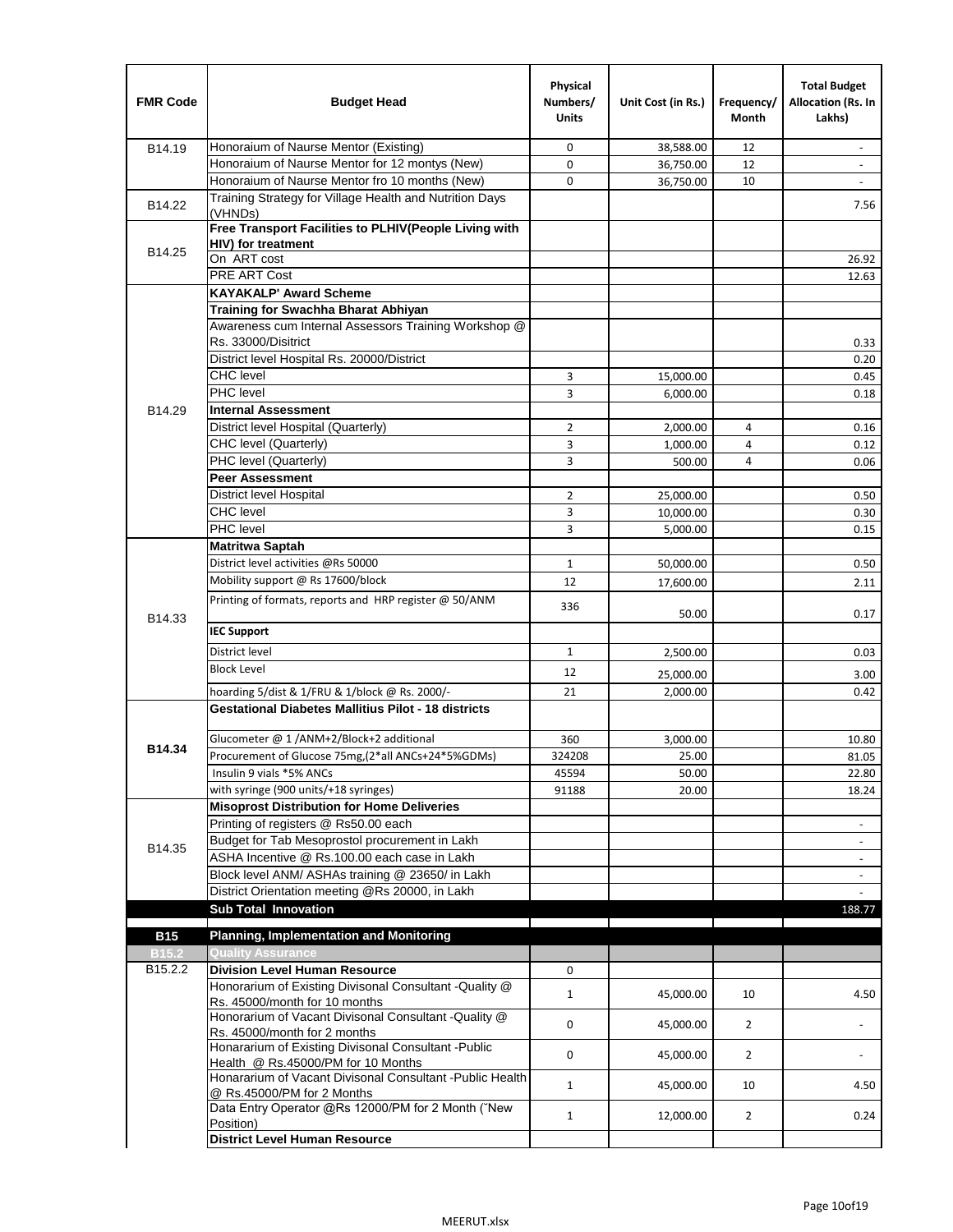| FMR Code | Budget Head | Physical Numbers/ Units | Unit Cost (in Rs.) | Frequency/ Month | Total Budget Allocation (Rs. In Lakhs) |
|---|---|---|---|---|---|
| B14.19 | Honoraium of Naurse Mentor (Existing) | 0 | 38,588.00 | 12 | - |
| | Honoraium of Naurse Mentor for 12 montys (New) | 0 | 36,750.00 | 12 | - |
| | Honoraium of Naurse Mentor fro 10 months (New) | 0 | 36,750.00 | 10 | - |
| B14.22 | Training Strategy for Village Health and Nutrition Days (VHNDs) | | | | 7.56 |
| B14.25 | **Free Transport Facilities to PLHIV(People Living with HIV) for treatment** | | | | |
| | On ART cost | | | | 26.92 |
| | PRE ART Cost | | | | 12.63 |
| B14.29 | **KAYAKALP' Award Scheme** | | | | |
| | **Training for Swachha Bharat Abhiyan** | | | | |
| | Awareness cum Internal Assessors Training Workshop @ Rs. 33000/Disitrict | | | | 0.33 |
| | District level Hospital Rs. 20000/District | | | | 0.20 |
| | CHC level | 3 | 15,000.00 | | 0.45 |
| | PHC level | 3 | 6,000.00 | | 0.18 |
| | **Internal Assessment** | | | | |
| | District level Hospital (Quarterly) | 2 | 2,000.00 | 4 | 0.16 |
| | CHC level (Quarterly) | 3 | 1,000.00 | 4 | 0.12 |
| | PHC level (Quarterly) | 3 | 500.00 | 4 | 0.06 |
| | **Peer Assessment** | | | | |
| | District level Hospital | 2 | 25,000.00 | | 0.50 |
| | CHC level | 3 | 10,000.00 | | 0.30 |
| | PHC level | 3 | 5,000.00 | | 0.15 |
| B14.33 | **Matritwa Saptah** | | | | |
| | District level activities @Rs 50000 | 1 | 50,000.00 | | 0.50 |
| | Mobility support @ Rs 17600/block | 12 | 17,600.00 | | 2.11 |
| | Printing of formats, reports and HRP register @ 50/ANM | 336 | 50.00 | | 0.17 |
| | **IEC Support** | | | | |
| | District level | 1 | 2,500.00 | | 0.03 |
| | Block Level | 12 | 25,000.00 | | 3.00 |
| | hoarding 5/dist & 1/FRU & 1/block @ Rs. 2000/- | 21 | 2,000.00 | | 0.42 |
| **B14.34** | **Gestational Diabetes Mallitius Pilot - 18 districts** | | | | |
| | Glucometer @ 1 /ANM+2/Block+2 additional | 360 | 3,000.00 | | 10.80 |
| | Procurement of Glucose 75mg,(2*all ANCs+24*5%GDMs) | 324208 | 25.00 | | 81.05 |
| | Insulin 9 vials *5% ANCs | 45594 | 50.00 | | 22.80 |
| | with syringe (900 units/+18 syringes) | 91188 | 20.00 | | 18.24 |
| B14.35 | **Misoprost Distribution for Home Deliveries** | | | | |
| | Printing of registers @ Rs50.00 each | | | | - |
| | Budget for Tab Mesoprostol procurement in Lakh | | | | - |
| | ASHA Incentive @ Rs.100.00 each case in Lakh | | | | - |
| | Block level ANM/ ASHAs training @ 23650/ in Lakh | | | | - |
| | District Orientation meeting @Rs 20000, in Lakh | | | | - |
| | **Sub Total Innovation** | | | | 188.77 |
| **B15** | **Planning, Implementation and Monitoring** | | | | |
| **B15.2** | **Quality Assurance** | | | | |
| B15.2.2 | **Division Level Human Resource** | 0 | | | |
| | Honorarium of Existing Divisonal Consultant -Quality @ Rs. 45000/month for 10 months | 1 | 45,000.00 | 10 | 4.50 |
| | Honorarium of Vacant Divisonal Consultant -Quality @ Rs. 45000/month for 2 months | 0 | 45,000.00 | 2 | - |
| | Honararium of Existing Divisonal Consultant -Public Health @ Rs.45000/PM for 10 Months | 0 | 45,000.00 | 2 | - |
| | Honararium of Vacant Divisonal Consultant -Public Health @ Rs.45000/PM for 2 Months | 1 | 45,000.00 | 10 | 4.50 |
| | Data Entry Operator @Rs 12000/PM for 2 Month ("New Position) | 1 | 12,000.00 | 2 | 0.24 |
| | **District Level Human Resource** | | | | |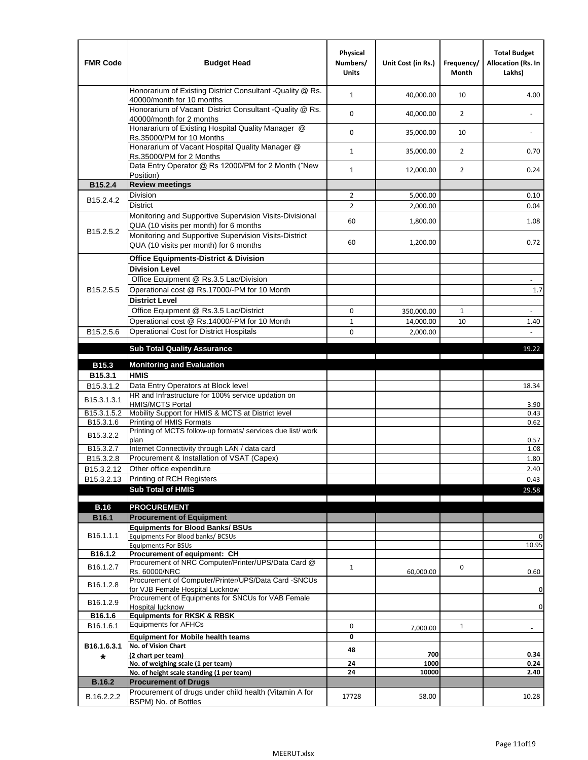| FMR Code | Budget Head | Physical Numbers/ Units | Unit Cost (in Rs.) | Frequency/ Month | Total Budget Allocation (Rs. In Lakhs) |
|---|---|---|---|---|---|
| | Honorarium of Existing District Consultant -Quality @ Rs. 40000/month for 10 months | 1 | 40,000.00 | 10 | 4.00 |
| | Honorarium of Vacant District Consultant -Quality @ Rs. 40000/month for 2 months | 0 | 40,000.00 | 2 | - |
| | Honararium of Existing Hospital Quality Manager @ Rs.35000/PM for 10 Months | 0 | 35,000.00 | 10 | - |
| | Honarariun of Vacant Hospital Quality Manager @ Rs.35000/PM for 2 Months | 1 | 35,000.00 | 2 | 0.70 |
| | Data Entry Operator @ Rs 12000/PM for 2 Month (˜New Position) | 1 | 12,000.00 | 2 | 0.24 |
| **B15.2.4** | **Review meetings** | | | | |
| B15.2.4.2 | Division | 2 | 5,000.00 | | 0.10 |
| | District | 2 | 2,000.00 | | 0.04 |
| B15.2.5.2 | Monitoring and Supportive Supervision Visits-Divisional QUA (10 visits per month) for 6 months | 60 | 1,800.00 | | 1.08 |
| | Monitoring and Supportive Supervision Visits-District QUA (10 visits per month) for 6 months | 60 | 1,200.00 | | 0.72 |
| B15.2.5.5 | **Office Equipments-District & Division** | | | | |
| | **Division Level** | | | | |
| | Office Equipment @ Rs.3.5 Lac/Division | | | | - |
| | Operational cost @ Rs.17000/-PM for 10 Month | | | | 1.7 |
| | **District Level** | | | | |
| | Office Equipment @ Rs.3.5 Lac/District | 0 | 350,000.00 | 1 | - |
| | Operational cost @ Rs.14000/-PM for 10 Month | 1 | 14,000.00 | 10 | 1.40 |
| B15.2.5.6 | Operational Cost for District Hospitals | 0 | 2,000.00 | | - |
| | **Sub Total Quality Assurance** | | | | 19.22 |
| **B15.3** | **Monitoring and Evaluation** | | | | |
| **B15.3.1** | **HMIS** | | | | |
| B15.3.1.2 | Data Entry Operators at Block level | | | | 18.34 |
| B15.3.1.3.1 | HR and Infrastructure for 100% service updation on HMIS/MCTS Portal | | | | 3.90 |
| B15.3.1.5.2 | Mobility Support for HMIS & MCTS at District level | | | | 0.43 |
| B15.3.1.6 | Printing of HMIS Formats | | | | 0.62 |
| B15.3.2.2 | Printing of MCTS follow-up formats/ services due list/ work plan | | | | 0.57 |
| B15.3.2.7 | Internet Connectivity through LAN / data card | | | | 1.08 |
| B15.3.2.8 | Procurement & Installation of VSAT (Capex) | | | | 1.80 |
| B15.3.2.12 | Other office expenditure | | | | 2.40 |
| B15.3.2.13 | Printing of RCH Registers | | | | 0.43 |
| | **Sub Total of HMIS** | | | | 29.58 |
| **B.16** | **PROCUREMENT** | | | | |
| **B16.1** | **Procurement of Equipment** | | | | |
| B16.1.1.1 | **Equipments for Blood Banks/ BSUs** | | | | |
| | Equipments For Blood banks/ BCSUs | | | | 0 |
| | Equipments For BSUs | | | | 10.95 |
| **B16.1.2** | **Procurement of equipment: CH** | | | | |
| B16.1.2.7 | Procurement of NRC Computer/Printer/UPS/Data Card @ Rs. 60000/NRC | 1 | 60,000.00 | 0 | 0.60 |
| B16.1.2.8 | Procurement of Computer/Printer/UPS/Data Card -SNCUs for VJB Female Hospital Lucknow | | | | 0 |
| B16.1.2.9 | Procurement of Equipments for SNCUs for VAB Female Hospital lucknow | | | | 0 |
| **B16.1.6** | **Equipments for RKSK & RBSK** | | | | |
| B16.1.6.1 | Equipments for AFHCs | 0 | 7,000.00 | 1 | - |
| **B16.1.6.3.1 *** | **Equipment for Mobile health teams** | **0** | | | |
| | **No. of Vision Chart (2 chart per team)** | **48** | **700** | | **0.34** |
| | **No. of weighing scale (1 per team)** | **24** | **1000** | | **0.24** |
| | **No. of height scale standing (1 per team)** | **24** | **10000** | | **2.40** |
| **B.16.2** | **Procurement of Drugs** | | | | |
| B.16.2.2.2 | Procurement of drugs under child health (Vitamin A for BSPM) No. of Bottles | 17728 | 58.00 | | 10.28 |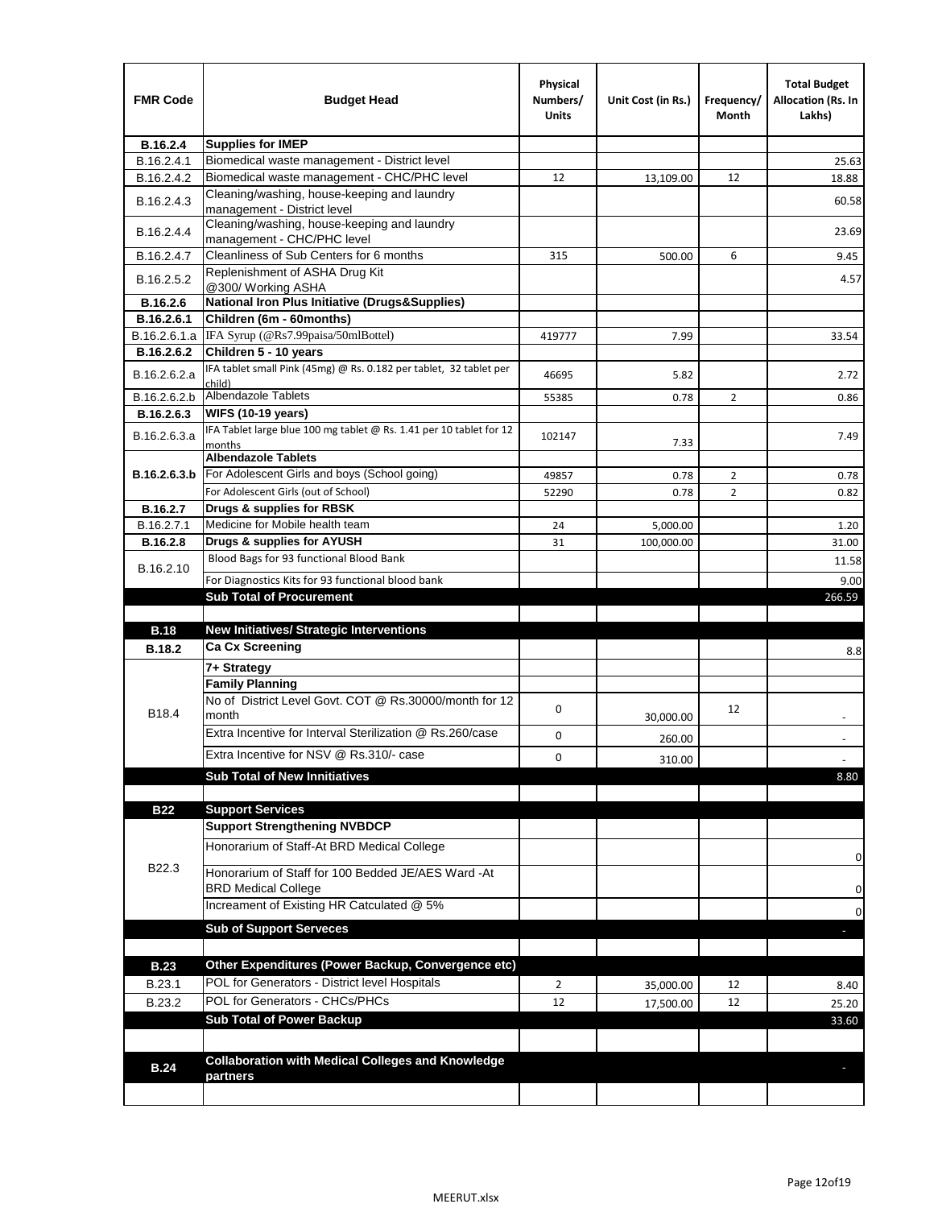| FMR Code | Budget Head | Physical Numbers/ Units | Unit Cost (in Rs.) | Frequency/ Month | Total Budget Allocation (Rs. In Lakhs) |
|---|---|---|---|---|---|
| **B.16.2.4** | **Supplies for IMEP** | | | | |
| B.16.2.4.1 | Biomedical waste management - District level | | | | 25.63 |
| B.16.2.4.2 | Biomedical waste management - CHC/PHC level | 12 | 13,109.00 | 12 | 18.88 |
| B.16.2.4.3 | Cleaning/washing, house-keeping and laundry management - District level | | | | 60.58 |
| B.16.2.4.4 | Cleaning/washing, house-keeping and laundry management - CHC/PHC level | | | | 23.69 |
| B.16.2.4.7 | Cleanliness of Sub Centers for 6 months | 315 | 500.00 | 6 | 9.45 |
| B.16.2.5.2 | Replenishment of ASHA Drug Kit @300/ Working ASHA | | | | 4.57 |
| **B.16.2.6** | **National Iron Plus Initiative (Drugs&Supplies)** | | | | |
| **B.16.2.6.1** | **Children (6m - 60months)** | | | | |
| B.16.2.6.1.a | IFA Syrup (@Rs7.99paisa/50mlBottel) | 419777 | 7.99 | | 33.54 |
| **B.16.2.6.2** | **Children 5 - 10 years** | | | | |
| B.16.2.6.2.a | IFA tablet small Pink (45mg) @ Rs. 0.182 per tablet, 32 tablet per child) | 46695 | 5.82 | | 2.72 |
| B.16.2.6.2.b | Albendazole Tablets | 55385 | 0.78 | 2 | 0.86 |
| **B.16.2.6.3** | **WIFS (10-19 years)** | | | | |
| B.16.2.6.3.a | IFA Tablet large blue 100 mg tablet @ Rs. 1.41 per 10 tablet for 12 months | 102147 | 7.33 | | 7.49 |
| **B.16.2.6.3.b** | **Albendazole Tablets** | | | | |
| | For Adolescent Girls and boys (School going) | 49857 | 0.78 | 2 | 0.78 |
| | For Adolescent Girls (out of School) | 52290 | 0.78 | 2 | 0.82 |
| **B.16.2.7** | **Drugs & supplies for RBSK** | | | | |
| B.16.2.7.1 | Medicine for Mobile health team | 24 | 5,000.00 | | 1.20 |
| **B.16.2.8** | **Drugs & supplies for AYUSH** | 31 | 100,000.00 | | 31.00 |
| B.16.2.10 | Blood Bags for 93 functional Blood Bank | | | | 11.58 |
| | For Diagnostics Kits for 93 functional blood bank | | | | 9.00 |
| | **Sub Total of Procurement** | | | | 266.59 |
| | | | | | |
| **B.18** | **New Initiatives/ Strategic Interventions** | | | | |
| **B.18.2** | **Ca Cx Screening** | | | | 8.8 |
| B18.4 | **7+ Strategy** | | | | |
| | **Family Planning** | | | | |
| | No of District Level Govt. COT @ Rs.30000/month for 12 month | 0 | 30,000.00 | 12 | - |
| | Extra Incentive for Interval Sterilization @ Rs.260/case | 0 | 260.00 | | - |
| | Extra Incentive for NSV @ Rs.310/- case | 0 | 310.00 | | - |
| | **Sub Total of New Innitiatives** | | | | 8.80 |
| | | | | | |
| **B22** | **Support Services** | | | | |
| B22.3 | **Support Strengthening NVBDCP** | | | | |
| | Honorarium of Staff-At BRD Medical College | | | | 0 |
| | Honorarium of Staff for 100 Bedded JE/AES Ward -At BRD Medical College | | | | 0 |
| | Increament of Existing HR Catculated @ 5% | | | | 0 |
| | **Sub of Support Serveces** | | | | - |
| | | | | | |
| **B.23** | **Other Expenditures (Power Backup, Convergence etc)** | | | | |
| B.23.1 | POL for Generators - District level Hospitals | 2 | 35,000.00 | 12 | 8.40 |
| B.23.2 | POL for Generators - CHCs/PHCs | 12 | 17,500.00 | 12 | 25.20 |
| | **Sub Total of Power Backup** | | | | 33.60 |
| | | | | | |
| **B.24** | **Collaboration with Medical Colleges and Knowledge partners** | | | | - |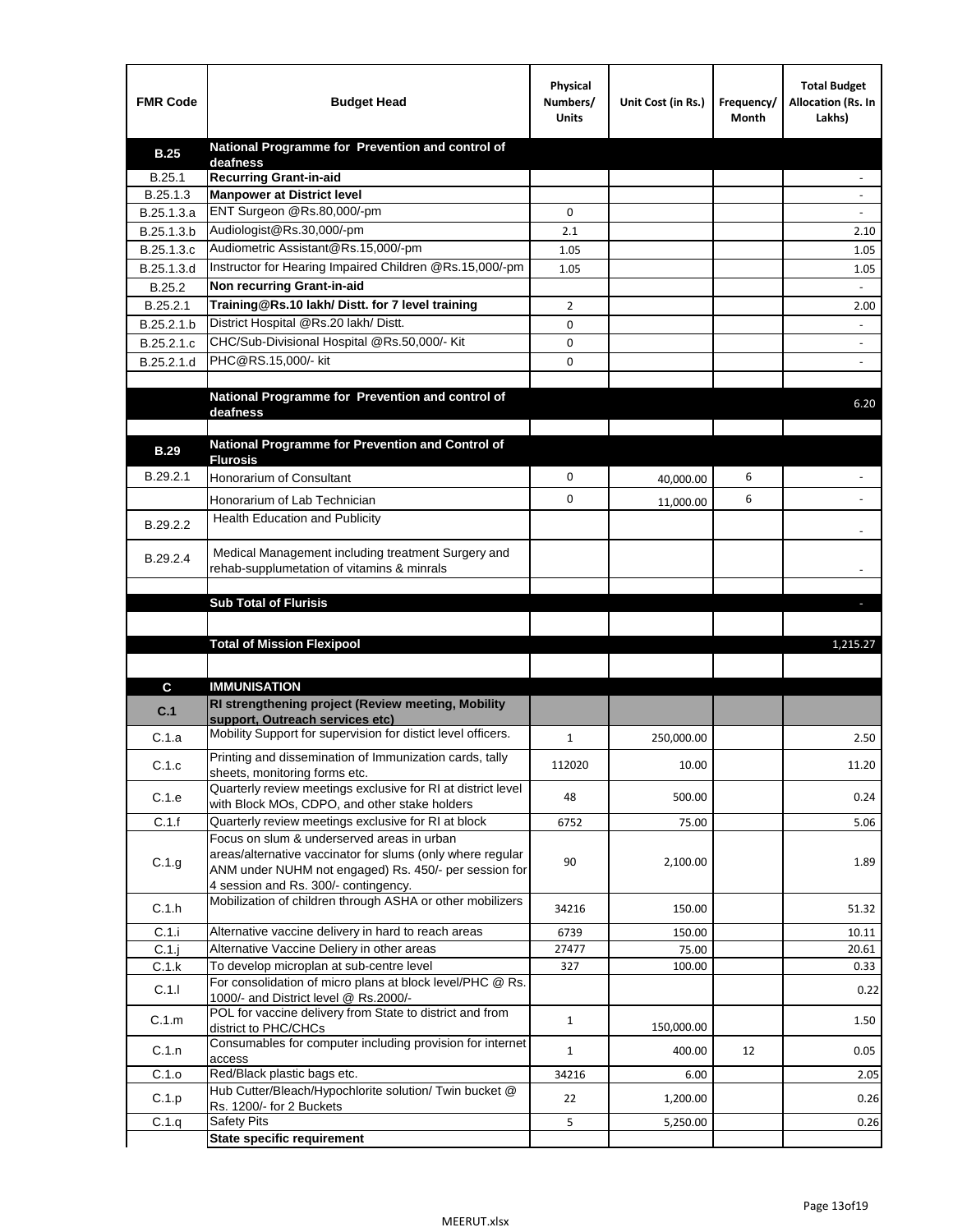| FMR Code | Budget Head | Physical Numbers/ Units | Unit Cost (in Rs.) | Frequency/ Month | Total Budget Allocation (Rs. In Lakhs) |
|---|---|---|---|---|---|
| **B.25** | **National Programme for Prevention and control of deafness** | | | | |
| B.25.1 | **Recurring Grant-in-aid** | | | | - |
| B.25.1.3 | **Manpower at District level** | | | | - |
| B.25.1.3.a | ENT Surgeon @Rs.80,000/-pm | 0 | | | - |
| B.25.1.3.b | Audiologist@Rs.30,000/-pm | 2.1 | | | 2.10 |
| B.25.1.3.c | Audiometric Assistant@Rs.15,000/-pm | 1.05 | | | 1.05 |
| B.25.1.3.d | Instructor for Hearing Impaired Children @Rs.15,000/-pm | 1.05 | | | 1.05 |
| B.25.2 | **Non recurring Grant-in-aid** | | | | - |
| B.25.2.1 | **Training@Rs.10 lakh/ Distt. for 7 level training** | 2 | | | 2.00 |
| B.25.2.1.b | District Hospital @Rs.20 lakh/ Distt. | 0 | | | - |
| B.25.2.1.c | CHC/Sub-Divisional Hospital @Rs.50,000/- Kit | 0 | | | - |
| B.25.2.1.d | PHC@RS.15,000/- kit | 0 | | | - |
| | | | | | |
| | **National Programme for Prevention and control of deafness** | | | | 6.20 |
| | | | | | |
| **B.29** | **National Programme for Prevention and Control of Flurosis** | | | | |
| B.29.2.1 | Honorarium of Consultant | 0 | 40,000.00 | 6 | - |
| | Honorarium of Lab Technician | 0 | 11,000.00 | 6 | - |
| B.29.2.2 | Health Education and Publicity | | | | - |
| B.29.2.4 | Medical Management including treatment Surgery and rehab-supplumetation of vitamins & minrals | | | | - |
| | | | | | |
| | **Sub Total of Flurisis** | | | | - |
| | | | | | |
| | **Total of Mission Flexipool** | | | | 1,215.27 |
| | | | | | |
| **C** | **IMMUNISATION** | | | | |
| **C.1** | **RI strengthening project (Review meeting, Mobility support, Outreach services etc)** | | | | |
| C.1.a | Mobility Support for supervision for distict level officers. | 1 | 250,000.00 | | 2.50 |
| C.1.c | Printing and dissemination of Immunization cards, tally sheets, monitoring forms etc. | 112020 | 10.00 | | 11.20 |
| C.1.e | Quarterly review meetings exclusive for RI at district level with Block MOs, CDPO, and other stake holders | 48 | 500.00 | | 0.24 |
| C.1.f | Quarterly review meetings exclusive for RI at block | 6752 | 75.00 | | 5.06 |
| C.1.g | Focus on slum & underserved areas in urban areas/alternative vaccinator for slums (only where regular ANM under NUHM not engaged) Rs. 450/- per session for 4 session and Rs. 300/- contingency. | 90 | 2,100.00 | | 1.89 |
| C.1.h | Mobilization of children through ASHA or other mobilizers | 34216 | 150.00 | | 51.32 |
| C.1.i | Alternative vaccine delivery in hard to reach areas | 6739 | 150.00 | | 10.11 |
| C.1.j | Alternative Vaccine Deliery in other areas | 27477 | 75.00 | | 20.61 |
| C.1.k | To develop microplan at sub-centre level | 327 | 100.00 | | 0.33 |
| C.1.l | For consolidation of micro plans at block level/PHC @ Rs. 1000/- and District level @ Rs.2000/- | | | | 0.22 |
| C.1.m | POL for vaccine delivery from State to district and from district to PHC/CHCs | 1 | 150,000.00 | | 1.50 |
| C.1.n | Consumables for computer including provision for internet access | 1 | 400.00 | 12 | 0.05 |
| C.1.o | Red/Black plastic bags etc. | 34216 | 6.00 | | 2.05 |
| C.1.p | Hub Cutter/Bleach/Hypochlorite solution/ Twin bucket @ Rs. 1200/- for 2 Buckets | 22 | 1,200.00 | | 0.26 |
| C.1.q | Safety Pits | 5 | 5,250.00 | | 0.26 |
| | **State specific requirement** | | | | |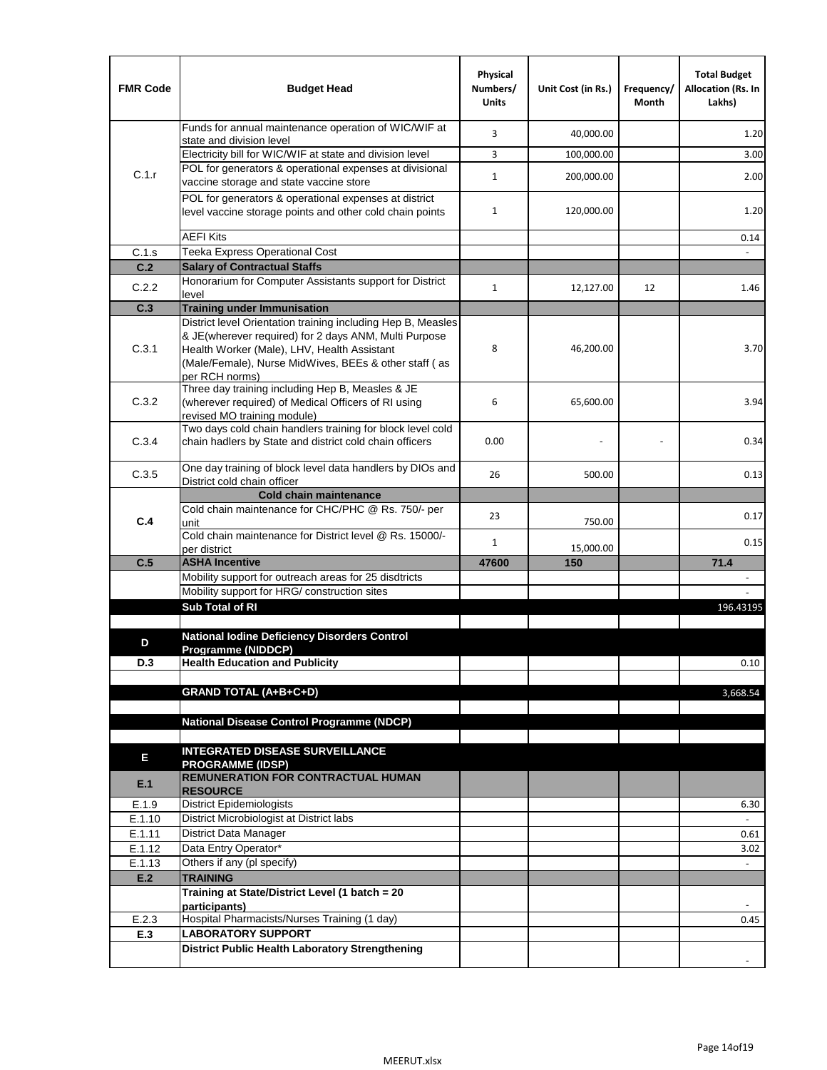| FMR Code | Budget Head | Physical Numbers/ Units | Unit Cost (in Rs.) | Frequency/ Month | Total Budget Allocation (Rs. In Lakhs) |
|---|---|---|---|---|---|
| C.1.r | Funds for annual maintenance operation of WIC/WIF at state and division level | 3 | 40,000.00 | | 1.20 |
| | Electricity bill for WIC/WIF at state and division level | 3 | 100,000.00 | | 3.00 |
| | POL for generators & operational expenses at divisional vaccine storage and state vaccine store | 1 | 200,000.00 | | 2.00 |
| | POL for generators & operational expenses at district level vaccine storage points and other cold chain points | 1 | 120,000.00 | | 1.20 |
| | AEFI Kits | | | | 0.14 |
| C.1.s | Teeka Express Operational Cost | | | | - |
| **C.2** | **Salary of Contractual Staffs** | | | | |
| C.2.2 | Honorarium for Computer Assistants support for District level | 1 | 12,127.00 | 12 | 1.46 |
| **C.3** | **Training under Immunisation** | | | | |
| C.3.1 | District level Orientation training including Hep B, Measles & JE(wherever required) for 2 days ANM, Multi Purpose Health Worker (Male), LHV, Health Assistant (Male/Female), Nurse MidWives, BEEs & other staff ( as per RCH norms) | 8 | 46,200.00 | | 3.70 |
| C.3.2 | Three day training including Hep B, Measles & JE (wherever required) of Medical Officers of RI using revised MO training module) | 6 | 65,600.00 | | 3.94 |
| C.3.4 | Two days cold chain handlers training for block level cold chain hadlers by State and district cold chain officers | 0.00 | - | - | 0.34 |
| C.3.5 | One day training of block level data handlers by DIOs and District cold chain officer | 26 | 500.00 | | 0.13 |
| | **Cold chain maintenance** | | | | |
| **C.4** | Cold chain maintenance for CHC/PHC @ Rs. 750/- per unit | 23 | 750.00 | | 0.17 |
| | Cold chain maintenance for District level @ Rs. 15000/- per district | 1 | 15,000.00 | | 0.15 |
| **C.5** | **ASHA Incentive** | **47600** | **150** | | **71.4** |
| | Mobility support for outreach areas for 25 disdtricts | | | | - |
| | Mobility support for HRG/ construction sites | | | | - |
| | **Sub Total of RI** | | | | 196.43195 |
| | | | | | |
| **D** | **National Iodine Deficiency Disorders Control Programme (NIDDCP)** | | | | |
| **D.3** | **Health Education and Publicity** | | | | 0.10 |
| | | | | | |
| | **GRAND TOTAL (A+B+C+D)** | | | | 3,668.54 |
| | | | | | |
| | **National Disease Control Programme (NDCP)** | | | | |
| | | | | | |
| **E** | **INTEGRATED DISEASE SURVEILLANCE PROGRAMME (IDSP)** | | | | |
| **E.1** | **REMUNERATION FOR CONTRACTUAL HUMAN RESOURCE** | | | | |
| E.1.9 | District Epidemiologists | | | | 6.30 |
| E.1.10 | District Microbiologist at District labs | | | | - |
| E.1.11 | District Data Manager | | | | 0.61 |
| E.1.12 | Data Entry Operator* | | | | 3.02 |
| E.1.13 | Others if any (pl specify) | | | | - |
| **E.2** | **TRAINING** | | | | |
| | **Training at State/District Level (1 batch = 20 participants)** | | | | - |
| E.2.3 | Hospital Pharmacists/Nurses Training (1 day) | | | | 0.45 |
| **E.3** | **LABORATORY SUPPORT** | | | | |
| | **District Public Health Laboratory Strengthening** | | | | - |

MEERUT.xlsx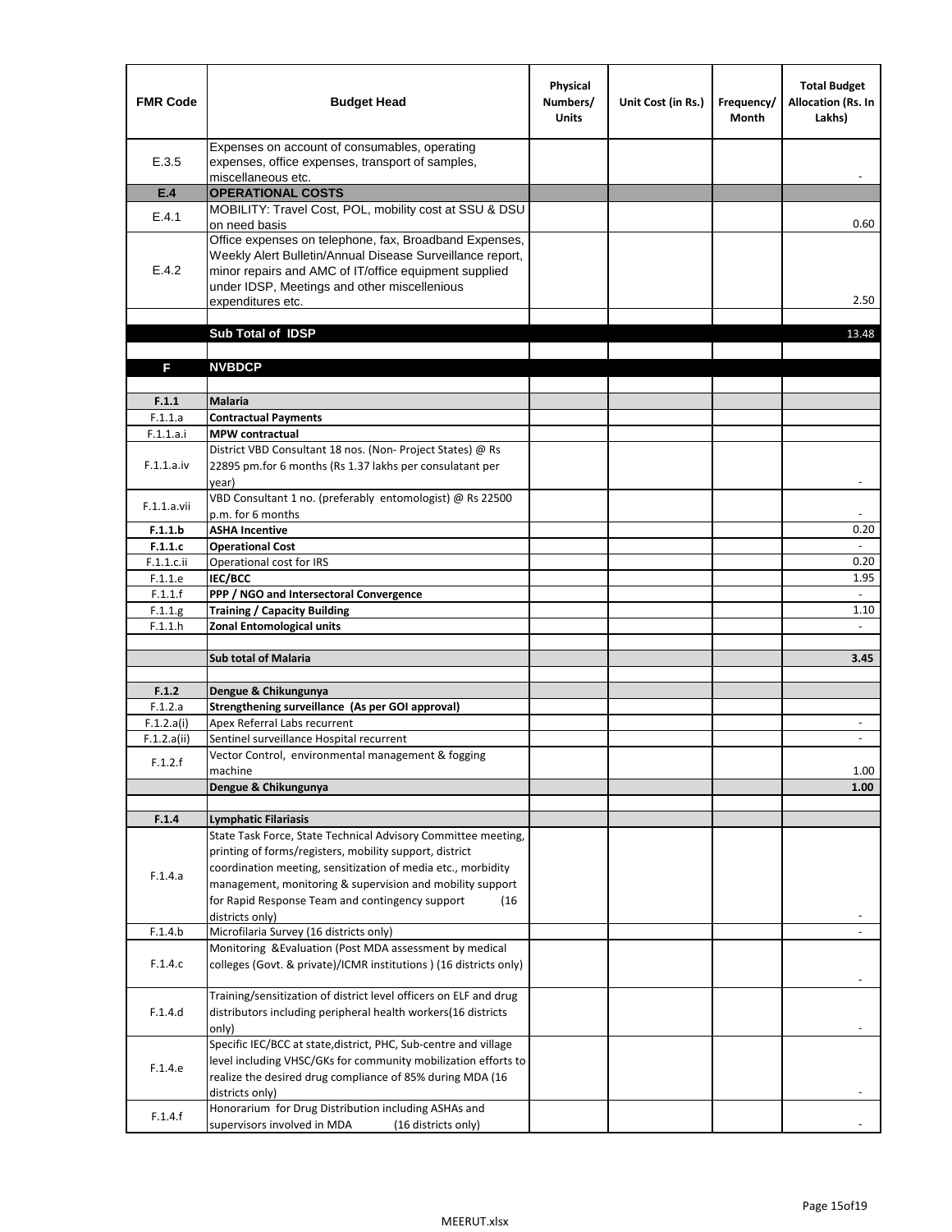| FMR Code | Budget Head | Physical Numbers/ Units | Unit Cost (in Rs.) | Frequency/ Month | Total Budget Allocation (Rs. In Lakhs) |
|---|---|---|---|---|---|
| E.3.5 | Expenses on account of consumables, operating expenses, office expenses, transport of samples, miscellaneous etc. | | | | - |
| **E.4** | **OPERATIONAL COSTS** | | | | |
| E.4.1 | MOBILITY: Travel Cost, POL, mobility cost at SSU & DSU on need basis | | | | 0.60 |
| E.4.2 | Office expenses on telephone, fax, Broadband Expenses, Weekly Alert Bulletin/Annual Disease Surveillance report, minor repairs and AMC of IT/office equipment supplied under IDSP, Meetings and other miscellenious expenditures etc. | | | | 2.50 |
| | | | | | |
| | **Sub Total of IDSP** | | | | 13.48 |
| | | | | | |
| **F** | **NVBDCP** | | | | |
| | | | | | |
| **F.1.1** | **Malaria** | | | | |
| F.1.1.a | **Contractual Payments** | | | | |
| F.1.1.a.i | **MPW contractual** | | | | |
| F.1.1.a.iv | District VBD Consultant 18 nos. (Non- Project States) @ Rs 22895 pm.for 6 months (Rs 1.37 lakhs per consulatant per year) | | | | - |
| F.1.1.a.vii | VBD Consultant 1 no. (preferably entomologist) @ Rs 22500 p.m. for 6 months | | | | - |
| **F.1.1.b** | **ASHA Incentive** | | | | 0.20 |
| **F.1.1.c** | **Operational Cost** | | | | - |
| F.1.1.c.ii | Operational cost for IRS | | | | 0.20 |
| F.1.1.e | **IEC/BCC** | | | | 1.95 |
| F.1.1.f | **PPP / NGO and Intersectoral Convergence** | | | | - |
| F.1.1.g | **Training / Capacity Building** | | | | 1.10 |
| F.1.1.h | **Zonal Entomological units** | | | | - |
| | | | | | |
| | **Sub total of Malaria** | | | | **3.45** |
| | | | | | |
| **F.1.2** | **Dengue & Chikungunya** | | | | |
| F.1.2.a | **Strengthening surveillance (As per GOI approval)** | | | | |
| F.1.2.a(i) | Apex Referral Labs recurrent | | | | - |
| F.1.2.a(ii) | Sentinel surveillance Hospital recurrent | | | | - |
| F.1.2.f | Vector Control, environmental management & fogging machine | | | | 1.00 |
| | **Dengue & Chikungunya** | | | | **1.00** |
| | | | | | |
| **F.1.4** | **Lymphatic Filariasis** | | | | |
| F.1.4.a | State Task Force, State Technical Advisory Committee meeting, printing of forms/registers, mobility support, district coordination meeting, sensitization of media etc., morbidity management, monitoring & supervision and mobility support for Rapid Response Team and contingency support (16 districts only) | | | | - |
| F.1.4.b | Microfilaria Survey (16 districts only) | | | | - |
| F.1.4.c | Monitoring &Evaluation (Post MDA assessment by medical colleges (Govt. & private)/ICMR institutions ) (16 districts only) | | | | - |
| F.1.4.d | Training/sensitization of district level officers on ELF and drug distributors including peripheral health workers(16 districts only) | | | | - |
| F.1.4.e | Specific IEC/BCC at state,district, PHC, Sub-centre and village level including VHSC/GKs for community mobilization efforts to realize the desired drug compliance of 85% during MDA (16 districts only) | | | | - |
| F.1.4.f | Honorarium for Drug Distribution including ASHAs and supervisors involved in MDA (16 districts only) | | | | - |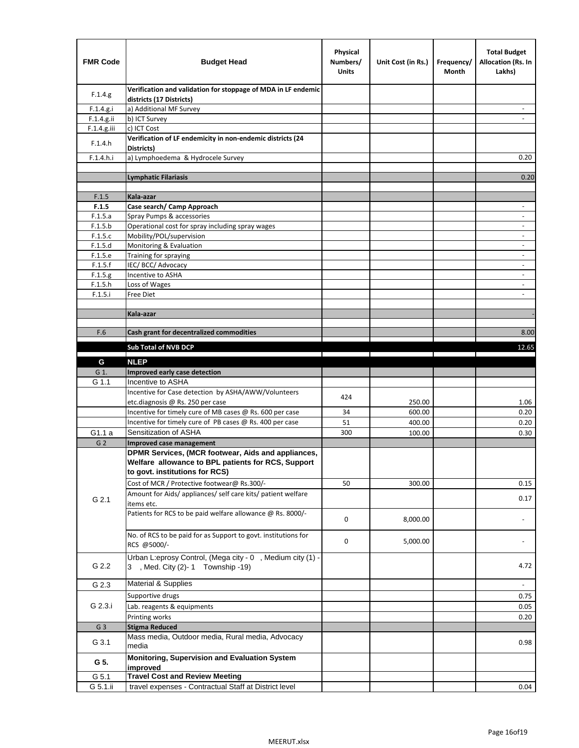| FMR Code | Budget Head | Physical Numbers/ Units | Unit Cost (in Rs.) | Frequency/ Month | Total Budget Allocation (Rs. In Lakhs) |
|---|---|---|---|---|---|
| F.1.4.g | **Verification and validation for stoppage of MDA in LF endemic districts (17 Districts)** | | | | |
| F.1.4.g.i | a) Additional MF Survey | | | | - |
| F.1.4.g.ii | b) ICT Survey | | | | - |
| F.1.4.g.iii | c) ICT Cost | | | | |
| F.1.4.h | **Verification of LF endemicity in non-endemic districts (24 Districts)** | | | | |
| F.1.4.h.i | a) Lymphoedema & Hydrocele Survey | | | | 0.20 |
| | | | | | |
| | **Lymphatic Filariasis** | | | | 0.20 |
| | | | | | |
| F.1.5 | **Kala-azar** | | | | |
| **F.1.5** | **Case search/ Camp Approach** | | | | - |
| F.1.5.a | Spray Pumps & accessories | | | | - |
| F.1.5.b | Operational cost for spray including spray wages | | | | - |
| F.1.5.c | Mobility/POL/supervision | | | | - |
| F.1.5.d | Monitoring & Evaluation | | | | - |
| F.1.5.e | Training for spraying | | | | - |
| F.1.5.f | IEC/ BCC/ Advocacy | | | | - |
| F.1.5.g | Incentive to ASHA | | | | - |
| F.1.5.h | Loss of Wages | | | | - |
| F.1.5.i | Free Diet | | | | - |
| | | | | | |
| | **Kala-azar** | | | | - |
| | | | | | |
| F.6 | **Cash grant for decentralized commodities** | | | | 8.00 |
| | **Sub Total of NVB DCP** | | | | 12.65 |
| **G** | **NLEP** | | | | |
| G 1. | **Improved early case detection** | | | | |
| G 1.1 | Incentive to ASHA | | | | |
| | Incentive for Case detection by ASHA/AWW/Volunteers etc.diagnosis @ Rs. 250 per case | 424 | 250.00 | | 1.06 |
| | Incentive for timely cure of MB cases @ Rs. 600 per case | 34 | 600.00 | | 0.20 |
| | Incentive for timely cure of PB cases @ Rs. 400 per case | 51 | 400.00 | | 0.20 |
| G1.1 a | Sensitization of ASHA | 300 | 100.00 | | 0.30 |
| G 2 | **Improved case management** | | | | |
| G 2.1 | **DPMR Services, (MCR footwear, Aids and appliances, Welfare allowance to BPL patients for RCS, Support to govt. institutions for RCS)** | | | | |
| | Cost of MCR / Protective footwear@ Rs.300/- | 50 | 300.00 | | 0.15 |
| | Amount for Aids/ appliances/ self care kits/ patient welfare items etc. | | | | 0.17 |
| | Patients for RCS to be paid welfare allowance @ Rs. 8000/- | 0 | 8,000.00 | | - |
| | No. of RCS to be paid for as Support to govt. institutions for RCS @5000/- | 0 | 5,000.00 | | - |
| G 2.2 | Urban L:eprosy Control, (Mega city - 0 , Medium city (1) - 3 , Med. City (2)- 1 Township -19) | | | | 4.72 |
| G 2.3 | Material & Supplies | | | | - |
| G 2.3.i | Supportive drugs | | | | 0.75 |
| | Lab. reagents & equipments | | | | 0.05 |
| | Printing works | | | | 0.20 |
| G 3 | **Stigma Reduced** | | | | |
| G 3.1 | Mass media, Outdoor media, Rural media, Advocacy media | | | | 0.98 |
| **G 5.** | **Monitoring, Supervision and Evaluation System improved** | | | | |
| G 5.1 | **Travel Cost and Review Meeting** | | | | |
| G 5.1.ii | travel expenses - Contractual Staff at District level | | | | 0.04 |

MEERUT.xlsx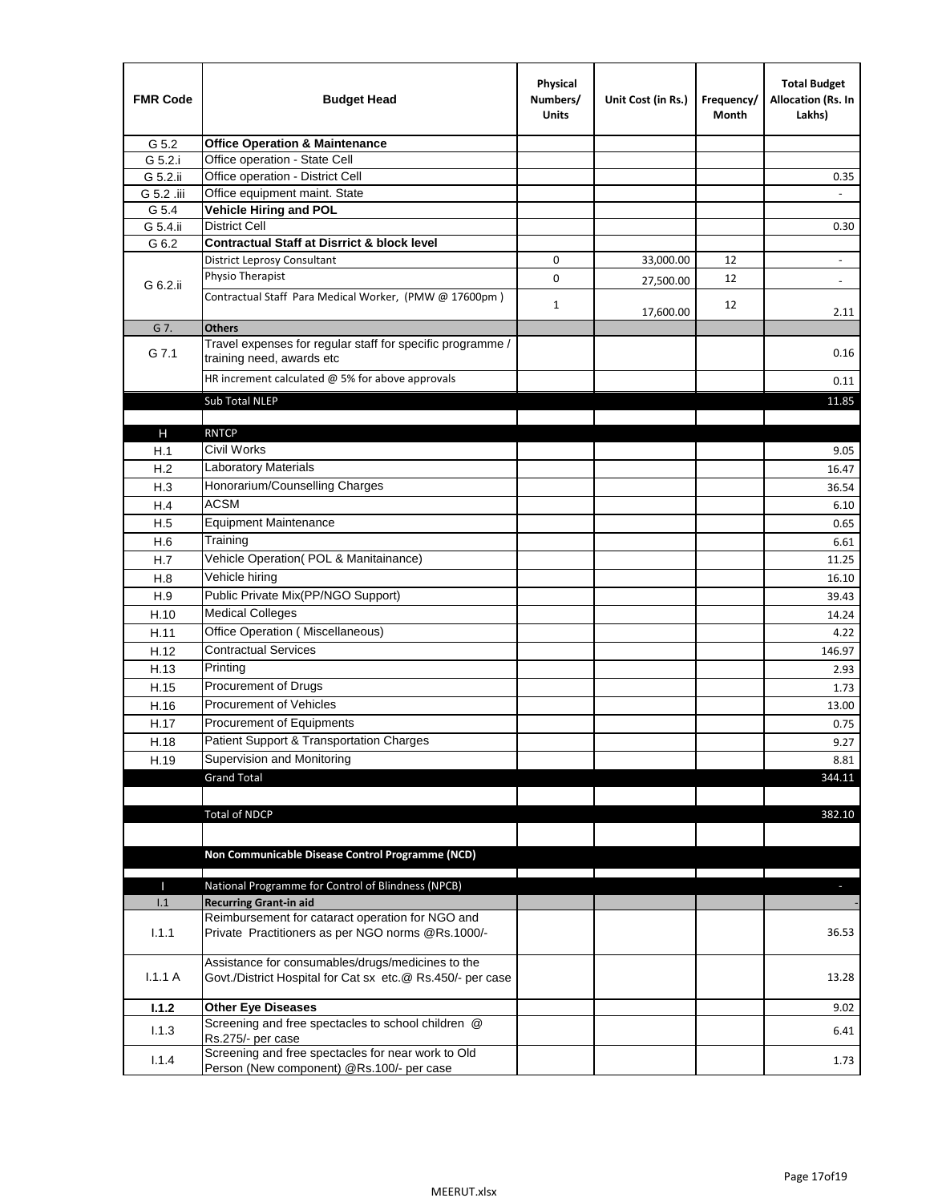| FMR Code | Budget Head | Physical Numbers/ Units | Unit Cost (in Rs.) | Frequency/ Month | Total Budget Allocation (Rs. In Lakhs) |
|---|---|---|---|---|---|
| G 5.2 | **Office Operation & Maintenance** | | | | |
| G 5.2.i | Office operation - State Cell | | | | |
| G 5.2.ii | Office operation - District Cell | | | | 0.35 |
| G 5.2 .iii | Office equipment maint. State | | | | - |
| G 5.4 | **Vehicle Hiring and POL** | | | | |
| G 5.4.ii | District Cell | | | | 0.30 |
| G 6.2 | **Contractual Staff at Disrrict & block level** | | | | |
| G 6.2.ii | District Leprosy Consultant | 0 | 33,000.00 | 12 | - |
| | Physio Therapist | 0 | 27,500.00 | 12 | - |
| | Contractual Staff Para Medical Worker, (PMW @ 17600pm ) | 1 | 17,600.00 | 12 | 2.11 |
| G 7. | **Others** | | | | |
| G 7.1 | Travel expenses for regular staff for specific programme / training need, awards etc | | | | 0.16 |
| | HR increment calculated @ 5% for above approvals | | | | 0.11 |
| | Sub Total NLEP | | | | 11.85 |
| | | | | | |
| H | RNTCP | | | | |
| H.1 | Civil Works | | | | 9.05 |
| H.2 | Laboratory Materials | | | | 16.47 |
| H.3 | Honorarium/Counselling Charges | | | | 36.54 |
| H.4 | ACSM | | | | 6.10 |
| H.5 | Equipment Maintenance | | | | 0.65 |
| H.6 | Training | | | | 6.61 |
| H.7 | Vehicle Operation( POL & Manitainance) | | | | 11.25 |
| H.8 | Vehicle hiring | | | | 16.10 |
| H.9 | Public Private Mix(PP/NGO Support) | | | | 39.43 |
| H.10 | Medical Colleges | | | | 14.24 |
| H.11 | Office Operation ( Miscellaneous) | | | | 4.22 |
| H.12 | Contractual Services | | | | 146.97 |
| H.13 | Printing | | | | 2.93 |
| H.15 | Procurement of Drugs | | | | 1.73 |
| H.16 | Procurement of Vehicles | | | | 13.00 |
| H.17 | Procurement of Equipments | | | | 0.75 |
| H.18 | Patient Support & Transportation Charges | | | | 9.27 |
| H.19 | Supervision and Monitoring | | | | 8.81 |
| | Grand Total | | | | 344.11 |
| | | | | | |
| | Total of NDCP | | | | 382.10 |
| | | | | | |
| | **Non Communicable Disease Control Programme (NCD)** | | | | |
| | | | | | |
| I | National Programme for Control of Blindness (NPCB) | | | | - |
| I.1 | **Recurring Grant-in aid** | | | | - |
| I.1.1 | Reimbursement for cataract operation for NGO and Private Practitioners as per NGO norms @Rs.1000/- | | | | 36.53 |
| I.1.1 A | Assistance for consumables/drugs/medicines to the Govt./District Hospital for Cat sx etc.@ Rs.450/- per case | | | | 13.28 |
| **I.1.2** | **Other Eye Diseases** | | | | 9.02 |
| I.1.3 | Screening and free spectacles to school children @ Rs.275/- per case | | | | 6.41 |
| I.1.4 | Screening and free spectacles for near work to Old Person (New component) @Rs.100/- per case | | | | 1.73 |

MEERUT.xlsx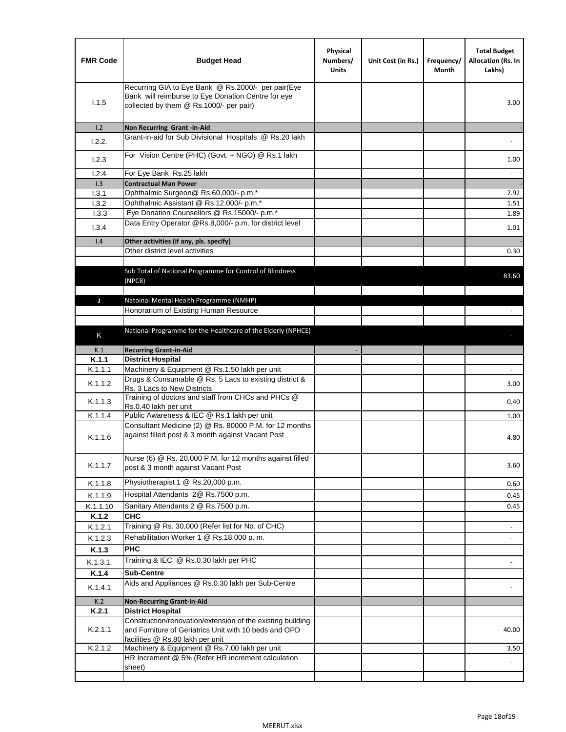| FMR Code | Budget Head | Physical Numbers/ Units | Unit Cost (in Rs.) | Frequency/ Month | Total Budget Allocation (Rs. In Lakhs) |
|---|---|---|---|---|---|
| I.1.5 | Recurring GIA to Eye Bank @ Rs.2000/- per pair(Eye Bank will reimburse to Eye Donation Centre for eye collected by them @ Rs.1000/- per pair) | | | | 3.00 |
| I.2 | **Non Recurring Grant -in-Aid** | | | | - |
| I.2.2. | Grant-in-aid for Sub Divisional Hospitals @ Rs.20 lakh | | | | - |
| I.2.3 | For Vision Centre (PHC) (Govt. + NGO) @ Rs.1 lakh | | | | 1.00 |
| I.2.4 | For Eye Bank Rs.25 lakh | | | | - |
| I.3 | **Contractual Man Power** | | | | - |
| I.3.1 | Ophthalmic Surgeon@ Rs.60,000/- p.m.* | | | | 7.92 |
| I.3.2 | Ophthalmic Assistant @ Rs.12,000/- p.m.* | | | | 1.51 |
| I.3.3 | Eye Donation Counsellors @ Rs.15000/- p.m.* | | | | 1.89 |
| I.3.4 | Data Entry Operator @Rs.8,000/- p.m. for district level | | | | 1.01 |
| I.4 | **Other activities (if any, pls. specify)** | | | | - |
| | Other district level activities | | | | 0.30 |
| | | | | | |
| | Sub Total of National Programme for Control of Blindness (NPCB) | | | | 83.60 |
| | | | | | |
| J | Natoinal Mental Health Programme (NMHP) | | | | |
| | Honorarium of Existing Human Resource | | | | - |
| | | | | | |
| K | National Programme for the Healthcare of the Elderly (NPHCE) | | | | - |
| K.1 | **Recurring Grant-in-Aid** | - | | | |
| **K.1.1** | **District Hospital** | | | | |
| K.1.1.1 | Machinery & Equipment @ Rs.1.50 lakh per unit | | | | - |
| K.1.1.2 | Drugs & Consumable @ Rs. 5 Lacs to existing district & Rs. 3 Lacs to New Districts | | | | 3.00 |
| K.1.1.3 | Training of doctors and staff from CHCs and PHCs @ Rs.0.40 lakh per unit | | | | 0.40 |
| K.1.1.4 | Public Awareness & IEC @ Rs.1 lakh per unit | | | | 1.00 |
| K.1.1.6 | Consultant Medicine (2) @ Rs. 80000 P.M. for 12 months against filled post & 3 month against Vacant Post | | | | 4.80 |
| K.1.1.7 | Nurse (6) @ Rs. 20,000 P.M. for 12 months against filled post & 3 month against Vacant Post | | | | 3.60 |
| K.1.1.8 | Physiotherapist 1 @ Rs.20,000 p.m. | | | | 0.60 |
| K.1.1.9 | Hospital Attendants 2@ Rs.7500 p.m. | | | | 0.45 |
| K.1.1.10 | Sanitary Attendants 2 @ Rs.7500 p.m. | | | | 0.45 |
| **K.1.2** | **CHC** | | | | |
| K.1.2.1 | Training @ Rs. 30,000 (Refer list for No. of CHC) | | | | - |
| K.1.2.3 | Rehabilitation Worker 1 @ Rs.18,000 p. m. | | | | - |
| **K.1.3** | **PHC** | | | | |
| K.1.3.1. | Training & IEC @ Rs.0.30 lakh per PHC | | | | - |
| **K.1.4** | **Sub-Centre** | | | | |
| K.1.4.1 | Aids and Appliances @ Rs.0.30 lakh per Sub-Centre | | | | - |
| K.2 | **Non-Recurring Grant-in-Aid** | | | | |
| **K.2.1** | **District Hospital** | | | | |
| K.2.1.1 | Construction/renovation/extension of the existing building and Furniture of Geriatrics Unit with 10 beds and OPD facilities @ Rs.80 lakh per unit | | | | 40.00 |
| K.2.1.2 | Machinery & Equipment @ Rs.7.00 lakh per unit | | | | 3.50 |
| | HR Increment @ 5% (Refer HR increment calculation sheet) | | | | - |
| | | | | | |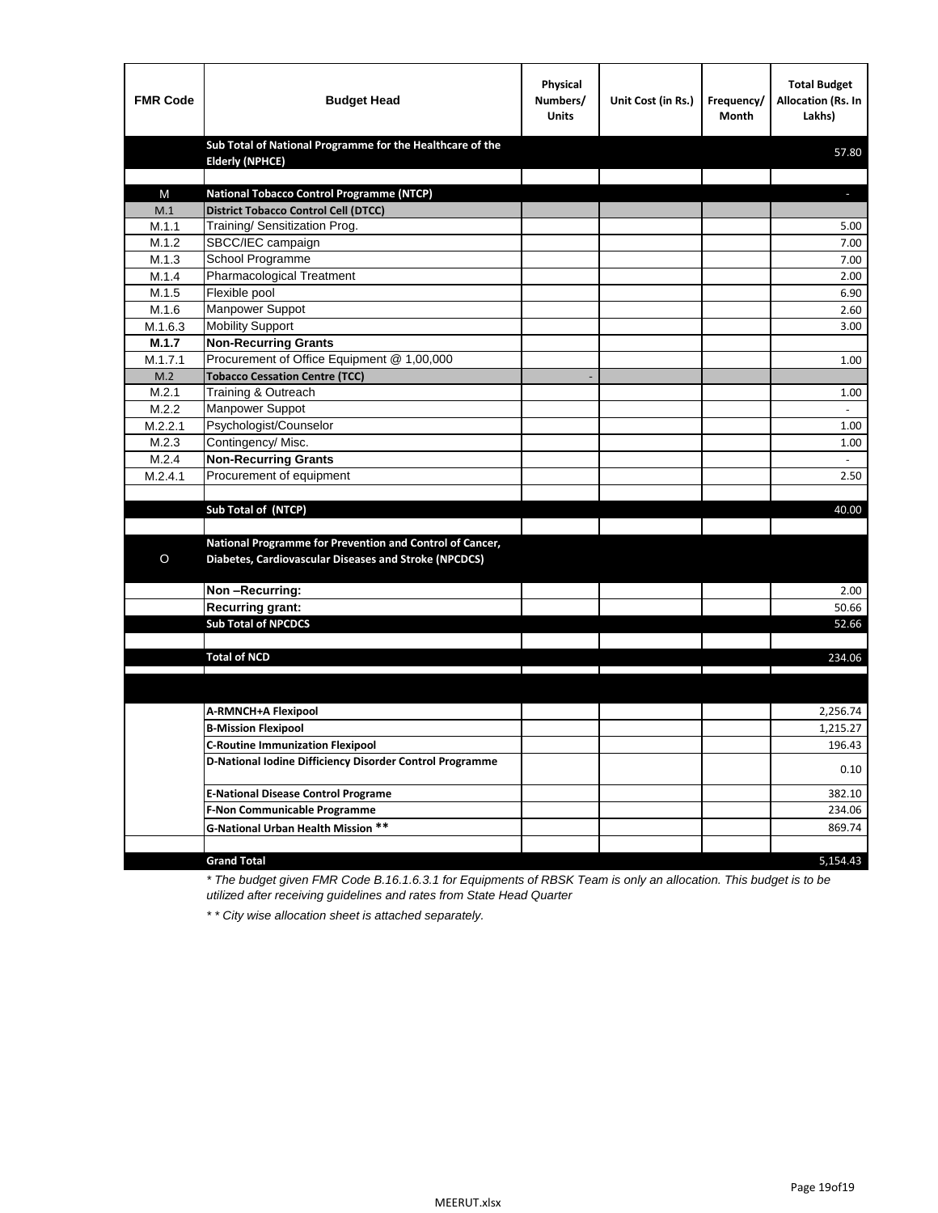| FMR Code | Budget Head | Physical Numbers/ Units | Unit Cost (in Rs.) | Frequency/ Month | Total Budget Allocation (Rs. In Lakhs) |
|---|---|---|---|---|---|
| | **Sub Total of National Programme for the Healthcare of the Elderly (NPHCE)** | | | | 57.80 |
| | | | | | |
| M | **National Tobacco Control Programme (NTCP)** | | | | - |
| M.1 | **District Tobacco Control Cell (DTCC)** | | | | |
| M.1.1 | Training/ Sensitization Prog. | | | | 5.00 |
| M.1.2 | SBCC/IEC campaign | | | | 7.00 |
| M.1.3 | School Programme | | | | 7.00 |
| M.1.4 | Pharmacological Treatment | | | | 2.00 |
| M.1.5 | Flexible pool | | | | 6.90 |
| M.1.6 | Manpower Suppot | | | | 2.60 |
| M.1.6.3 | Mobility Support | | | | 3.00 |
| **M.1.7** | **Non-Recurring Grants** | | | | |
| M.1.7.1 | Procurement of Office Equipment @ 1,00,000 | | | | 1.00 |
| M.2 | **Tobacco Cessation Centre (TCC)** | - | | | |
| M.2.1 | Training & Outreach | | | | 1.00 |
| M.2.2 | Manpower Suppot | | | | - |
| M.2.2.1 | Psychologist/Counselor | | | | 1.00 |
| M.2.3 | Contingency/ Misc. | | | | 1.00 |
| M.2.4 | **Non-Recurring Grants** | | | | - |
| M.2.4.1 | Procurement of equipment | | | | 2.50 |
| | | | | | |
| | **Sub Total of (NTCP)** | | | | 40.00 |
| | | | | | |
| O | **National Programme for Prevention and Control of Cancer, Diabetes, Cardiovascular Diseases and Stroke (NPCDCS)** | | | | |
| | **Non –Recurring:** | | | | 2.00 |
| | **Recurring grant:** | | | | 50.66 |
| | **Sub Total of NPCDCS** | | | | 52.66 |
| | | | | | |
| | **Total of NCD** | | | | 234.06 |
| | | | | | |
| | **A-RMNCH+A Flexipool** | | | | 2,256.74 |
| | **B-Mission Flexipool** | | | | 1,215.27 |
| | **C-Routine Immunization Flexipool** | | | | 196.43 |
| | **D-National Iodine Difficiency Disorder Control Programme** | | | | 0.10 |
| | **E-National Disease Control Programe** | | | | 382.10 |
| | **F-Non Communicable Programme** | | | | 234.06 |
| | **G-National Urban Health Mission \*\*** | | | | 869.74 |
| | | | | | |
| | **Grand Total** | | | | 5,154.43 |

*\* The budget given FMR Code B.16.1.6.3.1 for Equipments of RBSK Team is only an allocation. This budget is to be utilized after receiving guidelines and rates from State Head Quarter*

*\* \* City wise allocation sheet is attached separately.*

MEERUT.xlsx